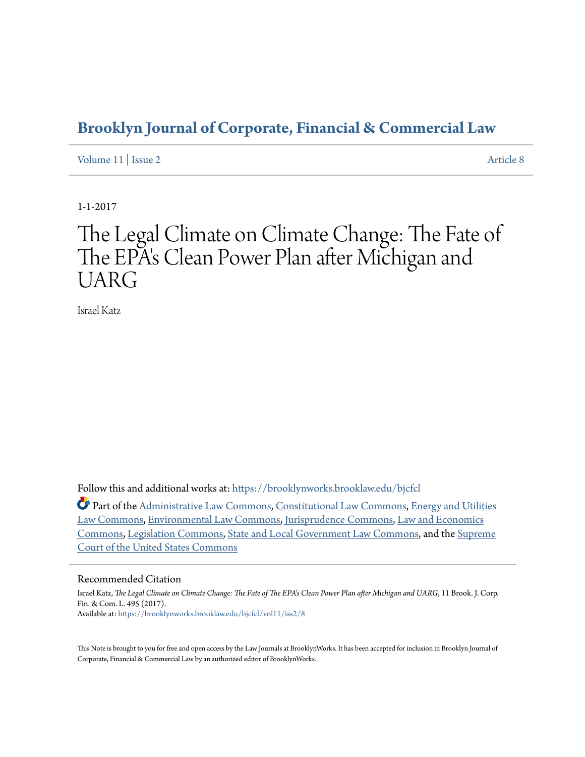# Brooklyn Journal of Corporate, Financial & Commercial Law

Volume 11 | Issue 2 Article 8

1-1-2017

# The Legal Climate on Climate Change: The Fate of The EPA's Clean Power Plan after Michigan and UARG

Israel Katz

Follow this and additional works at: https://brooklynworks.brooklaw.edu/bjcfcl

Part of the Administrative Law Commons, Constitutional Law Commons, Energy and Utilities Law Commons, Environmental Law Commons, Jurisprudence Commons, Law and Economics Commons, Legislation Commons, State and Local Government Law Commons, and the Supreme Court of the United States Commons

## Recommended Citation

Israel Katz, *The Legal Climate on Climate Change: The Fate of The EPA's Clean Power Plan after Michigan and UARG*, 11 Brook. J. Corp. Fin. & Com. L. 495 (2017).
Available at: https://brooklynworks.brooklaw.edu/bjcfcl/vol11/iss2/8

This Note is brought to you for free and open access by the Law Journals at BrooklynWorks. It has been accepted for inclusion in Brooklyn Journal of Corporate, Financial & Commercial Law by an authorized editor of BrooklynWorks.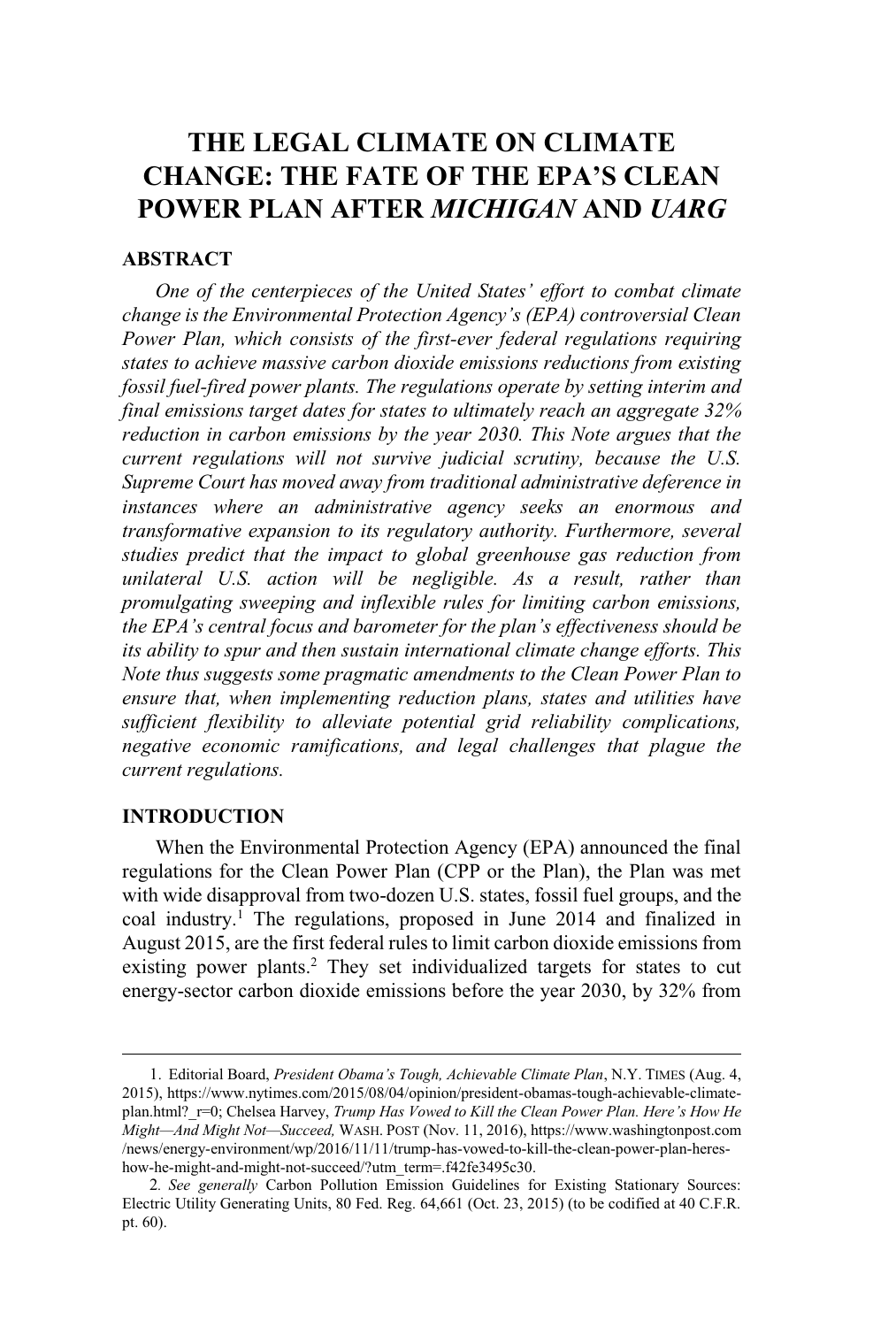# THE LEGAL CLIMATE ON CLIMATE CHANGE: THE FATE OF THE EPA'S CLEAN POWER PLAN AFTER *MICHIGAN* AND *UARG*

## ABSTRACT

*One of the centerpieces of the United States' effort to combat climate change is the Environmental Protection Agency's (EPA) controversial Clean Power Plan, which consists of the first-ever federal regulations requiring states to achieve massive carbon dioxide emissions reductions from existing fossil fuel-fired power plants. The regulations operate by setting interim and final emissions target dates for states to ultimately reach an aggregate 32% reduction in carbon emissions by the year 2030. This Note argues that the current regulations will not survive judicial scrutiny, because the U.S. Supreme Court has moved away from traditional administrative deference in instances where an administrative agency seeks an enormous and transformative expansion to its regulatory authority. Furthermore, several studies predict that the impact to global greenhouse gas reduction from unilateral U.S. action will be negligible. As a result, rather than promulgating sweeping and inflexible rules for limiting carbon emissions, the EPA's central focus and barometer for the plan's effectiveness should be its ability to spur and then sustain international climate change efforts. This Note thus suggests some pragmatic amendments to the Clean Power Plan to ensure that, when implementing reduction plans, states and utilities have sufficient flexibility to alleviate potential grid reliability complications, negative economic ramifications, and legal challenges that plague the current regulations.*

## INTRODUCTION

When the Environmental Protection Agency (EPA) announced the final regulations for the Clean Power Plan (CPP or the Plan), the Plan was met with wide disapproval from two-dozen U.S. states, fossil fuel groups, and the coal industry.[1] The regulations, proposed in June 2014 and finalized in August 2015, are the first federal rules to limit carbon dioxide emissions from existing power plants.[2] They set individualized targets for states to cut energy-sector carbon dioxide emissions before the year 2030, by 32% from

---

1. Editorial Board, *President Obama's Tough, Achievable Climate Plan*, N.Y. TIMES (Aug. 4, 2015), https://www.nytimes.com/2015/08/04/opinion/president-obamas-tough-achievable-climate-plan.html?_r=0; Chelsea Harvey, *Trump Has Vowed to Kill the Clean Power Plan. Here's How He Might—And Might Not—Succeed,* WASH. POST (Nov. 11, 2016), https://www.washingtonpost.com/news/energy-environment/wp/2016/11/11/trump-has-vowed-to-kill-the-clean-power-plan-heres-how-he-might-and-might-not-succeed/?utm_term=.f42fe3495c30.

2. *See generally* Carbon Pollution Emission Guidelines for Existing Stationary Sources: Electric Utility Generating Units, 80 Fed. Reg. 64,661 (Oct. 23, 2015) (to be codified at 40 C.F.R. pt. 60).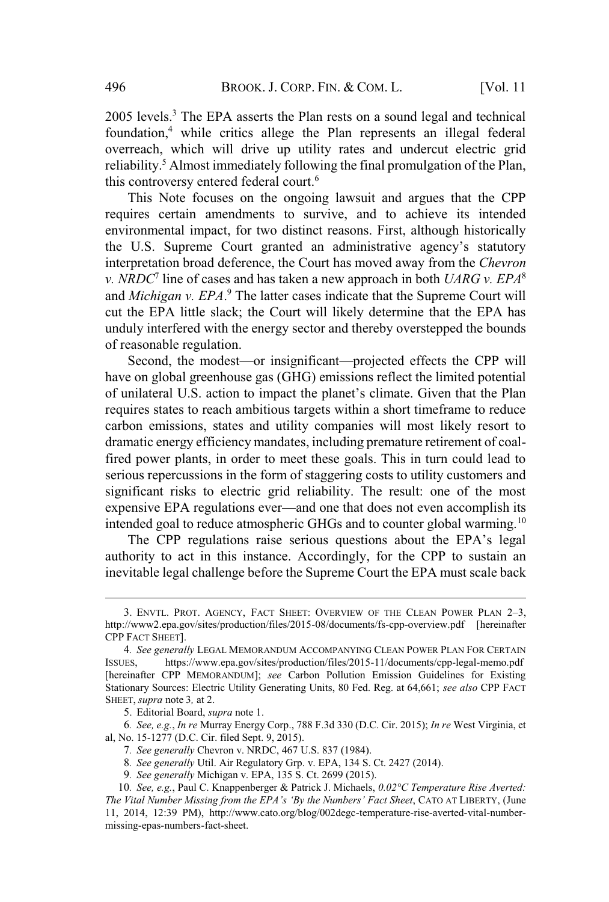2005 levels.[3] The EPA asserts the Plan rests on a sound legal and technical foundation,[4] while critics allege the Plan represents an illegal federal overreach, which will drive up utility rates and undercut electric grid reliability.[5] Almost immediately following the final promulgation of the Plan, this controversy entered federal court.[6]

This Note focuses on the ongoing lawsuit and argues that the CPP requires certain amendments to survive, and to achieve its intended environmental impact, for two distinct reasons. First, although historically the U.S. Supreme Court granted an administrative agency's statutory interpretation broad deference, the Court has moved away from the *Chevron v. NRDC*[7] line of cases and has taken a new approach in both *UARG v. EPA*[8] and *Michigan v. EPA*.[9] The latter cases indicate that the Supreme Court will cut the EPA little slack; the Court will likely determine that the EPA has unduly interfered with the energy sector and thereby overstepped the bounds of reasonable regulation.

Second, the modest—or insignificant—projected effects the CPP will have on global greenhouse gas (GHG) emissions reflect the limited potential of unilateral U.S. action to impact the planet's climate. Given that the Plan requires states to reach ambitious targets within a short timeframe to reduce carbon emissions, states and utility companies will most likely resort to dramatic energy efficiency mandates, including premature retirement of coal-fired power plants, in order to meet these goals. This in turn could lead to serious repercussions in the form of staggering costs to utility customers and significant risks to electric grid reliability. The result: one of the most expensive EPA regulations ever—and one that does not even accomplish its intended goal to reduce atmospheric GHGs and to counter global warming.[10]

The CPP regulations raise serious questions about the EPA's legal authority to act in this instance. Accordingly, for the CPP to sustain an inevitable legal challenge before the Supreme Court the EPA must scale back

---

3. ENVTL. PROT. AGENCY, FACT SHEET: OVERVIEW OF THE CLEAN POWER PLAN 2–3, http://www2.epa.gov/sites/production/files/2015-08/documents/fs-cpp-overview.pdf [hereinafter CPP FACT SHEET].

4. *See generally* LEGAL MEMORANDUM ACCOMPANYING CLEAN POWER PLAN FOR CERTAIN ISSUES, https://www.epa.gov/sites/production/files/2015-11/documents/cpp-legal-memo.pdf [hereinafter CPP MEMORANDUM]; *see* Carbon Pollution Emission Guidelines for Existing Stationary Sources: Electric Utility Generating Units, 80 Fed. Reg. at 64,661; *see also* CPP FACT SHEET, *supra* note 3*,* at 2.

5. Editorial Board, *supra* note 1.

6. *See, e.g.*, *In re* Murray Energy Corp., 788 F.3d 330 (D.C. Cir. 2015); *In re* West Virginia, et al, No. 15-1277 (D.C. Cir. filed Sept. 9, 2015).

7. *See generally* Chevron v. NRDC, 467 U.S. 837 (1984).

8. *See generally* Util. Air Regulatory Grp. v. EPA, 134 S. Ct. 2427 (2014).

9. *See generally* Michigan v. EPA, 135 S. Ct. 2699 (2015).

10. *See, e.g.*, Paul C. Knappenberger & Patrick J. Michaels, *0.02°C Temperature Rise Averted: The Vital Number Missing from the EPA's 'By the Numbers' Fact Sheet*, CATO AT LIBERTY, (June 11, 2014, 12:39 PM), http://www.cato.org/blog/002degc-temperature-rise-averted-vital-number-missing-epas-numbers-fact-sheet.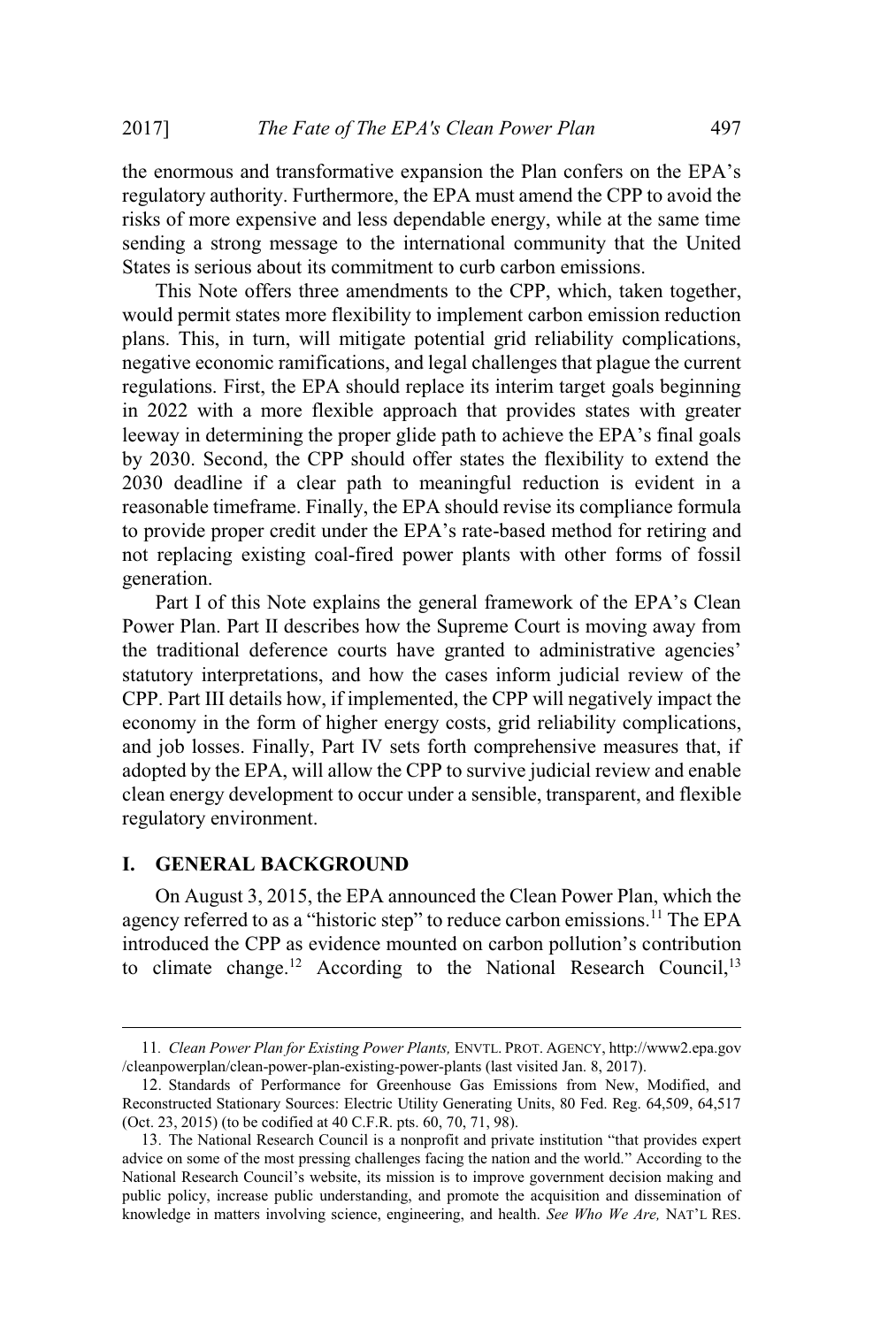the enormous and transformative expansion the Plan confers on the EPA's regulatory authority. Furthermore, the EPA must amend the CPP to avoid the risks of more expensive and less dependable energy, while at the same time sending a strong message to the international community that the United States is serious about its commitment to curb carbon emissions.

This Note offers three amendments to the CPP, which, taken together, would permit states more flexibility to implement carbon emission reduction plans. This, in turn, will mitigate potential grid reliability complications, negative economic ramifications, and legal challenges that plague the current regulations. First, the EPA should replace its interim target goals beginning in 2022 with a more flexible approach that provides states with greater leeway in determining the proper glide path to achieve the EPA's final goals by 2030. Second, the CPP should offer states the flexibility to extend the 2030 deadline if a clear path to meaningful reduction is evident in a reasonable timeframe. Finally, the EPA should revise its compliance formula to provide proper credit under the EPA's rate-based method for retiring and not replacing existing coal-fired power plants with other forms of fossil generation.

Part I of this Note explains the general framework of the EPA's Clean Power Plan. Part II describes how the Supreme Court is moving away from the traditional deference courts have granted to administrative agencies' statutory interpretations, and how the cases inform judicial review of the CPP. Part III details how, if implemented, the CPP will negatively impact the economy in the form of higher energy costs, grid reliability complications, and job losses. Finally, Part IV sets forth comprehensive measures that, if adopted by the EPA, will allow the CPP to survive judicial review and enable clean energy development to occur under a sensible, transparent, and flexible regulatory environment.

## I. GENERAL BACKGROUND

On August 3, 2015, the EPA announced the Clean Power Plan, which the agency referred to as a "historic step" to reduce carbon emissions.[11] The EPA introduced the CPP as evidence mounted on carbon pollution's contribution to climate change.[12] According to the National Research Council,[13]

---

11. *Clean Power Plan for Existing Power Plants,* ENVTL. PROT. AGENCY, http://www2.epa.gov /cleanpowerplan/clean-power-plan-existing-power-plants (last visited Jan. 8, 2017).

12. Standards of Performance for Greenhouse Gas Emissions from New, Modified, and Reconstructed Stationary Sources: Electric Utility Generating Units, 80 Fed. Reg. 64,509, 64,517 (Oct. 23, 2015) (to be codified at 40 C.F.R. pts. 60, 70, 71, 98).

13. The National Research Council is a nonprofit and private institution "that provides expert advice on some of the most pressing challenges facing the nation and the world." According to the National Research Council's website, its mission is to improve government decision making and public policy, increase public understanding, and promote the acquisition and dissemination of knowledge in matters involving science, engineering, and health. *See Who We Are,* NAT'L RES.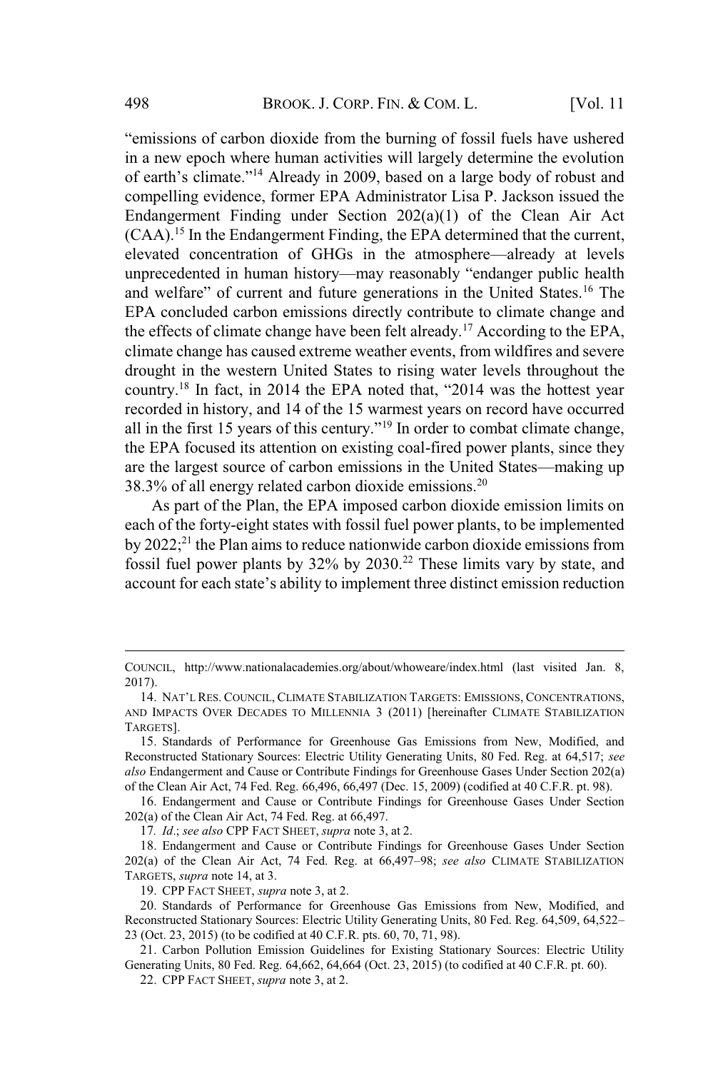"emissions of carbon dioxide from the burning of fossil fuels have ushered in a new epoch where human activities will largely determine the evolution of earth's climate."[14] Already in 2009, based on a large body of robust and compelling evidence, former EPA Administrator Lisa P. Jackson issued the Endangerment Finding under Section 202(a)(1) of the Clean Air Act (CAA).[15] In the Endangerment Finding, the EPA determined that the current, elevated concentration of GHGs in the atmosphere—already at levels unprecedented in human history—may reasonably "endanger public health and welfare" of current and future generations in the United States.[16] The EPA concluded carbon emissions directly contribute to climate change and the effects of climate change have been felt already.[17] According to the EPA, climate change has caused extreme weather events, from wildfires and severe drought in the western United States to rising water levels throughout the country.[18] In fact, in 2014 the EPA noted that, "2014 was the hottest year recorded in history, and 14 of the 15 warmest years on record have occurred all in the first 15 years of this century."[19] In order to combat climate change, the EPA focused its attention on existing coal-fired power plants, since they are the largest source of carbon emissions in the United States—making up 38.3% of all energy related carbon dioxide emissions.[20]

As part of the Plan, the EPA imposed carbon dioxide emission limits on each of the forty-eight states with fossil fuel power plants, to be implemented by 2022;[21] the Plan aims to reduce nationwide carbon dioxide emissions from fossil fuel power plants by 32% by 2030.[22] These limits vary by state, and account for each state's ability to implement three distinct emission reduction

---

COUNCIL, http://www.nationalacademies.org/about/whoweare/index.html (last visited Jan. 8, 2017).

14. NAT'L RES. COUNCIL, CLIMATE STABILIZATION TARGETS: EMISSIONS, CONCENTRATIONS, AND IMPACTS OVER DECADES TO MILLENNIA 3 (2011) [hereinafter CLIMATE STABILIZATION TARGETS].

15. Standards of Performance for Greenhouse Gas Emissions from New, Modified, and Reconstructed Stationary Sources: Electric Utility Generating Units, 80 Fed. Reg. at 64,517; *see also* Endangerment and Cause or Contribute Findings for Greenhouse Gases Under Section 202(a) of the Clean Air Act, 74 Fed. Reg. 66,496, 66,497 (Dec. 15, 2009) (codified at 40 C.F.R. pt. 98).

16. Endangerment and Cause or Contribute Findings for Greenhouse Gases Under Section 202(a) of the Clean Air Act, 74 Fed. Reg. at 66,497.

17. *Id*.; *see also* CPP FACT SHEET, *supra* note 3, at 2.

18. Endangerment and Cause or Contribute Findings for Greenhouse Gases Under Section 202(a) of the Clean Air Act, 74 Fed. Reg. at 66,497–98; *see also* CLIMATE STABILIZATION TARGETS, *supra* note 14, at 3.

19. CPP FACT SHEET, *supra* note 3, at 2.

20. Standards of Performance for Greenhouse Gas Emissions from New, Modified, and Reconstructed Stationary Sources: Electric Utility Generating Units, 80 Fed. Reg. 64,509, 64,522–23 (Oct. 23, 2015) (to be codified at 40 C.F.R. pts. 60, 70, 71, 98).

21. Carbon Pollution Emission Guidelines for Existing Stationary Sources: Electric Utility Generating Units, 80 Fed. Reg. 64,662, 64,664 (Oct. 23, 2015) (to codified at 40 C.F.R. pt. 60).

22. CPP FACT SHEET, *supra* note 3, at 2.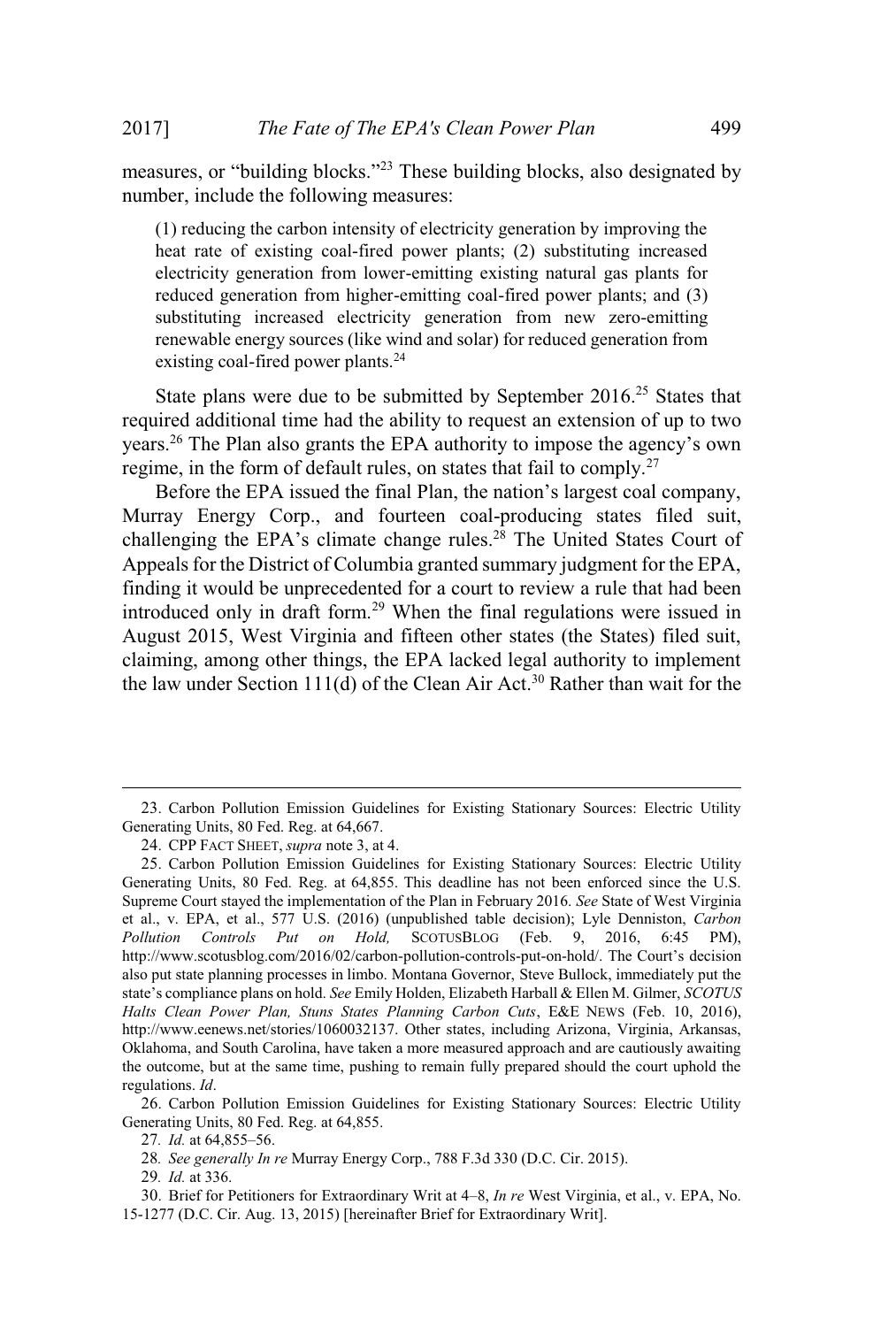measures, or "building blocks."[23] These building blocks, also designated by number, include the following measures:

> (1) reducing the carbon intensity of electricity generation by improving the heat rate of existing coal-fired power plants; (2) substituting increased electricity generation from lower-emitting existing natural gas plants for reduced generation from higher-emitting coal-fired power plants; and (3) substituting increased electricity generation from new zero-emitting renewable energy sources (like wind and solar) for reduced generation from existing coal-fired power plants.[24]

State plans were due to be submitted by September 2016.[25] States that required additional time had the ability to request an extension of up to two years.[26] The Plan also grants the EPA authority to impose the agency's own regime, in the form of default rules, on states that fail to comply.[27]

Before the EPA issued the final Plan, the nation's largest coal company, Murray Energy Corp., and fourteen coal-producing states filed suit, challenging the EPA's climate change rules.[28] The United States Court of Appeals for the District of Columbia granted summary judgment for the EPA, finding it would be unprecedented for a court to review a rule that had been introduced only in draft form.[29] When the final regulations were issued in August 2015, West Virginia and fifteen other states (the States) filed suit, claiming, among other things, the EPA lacked legal authority to implement the law under Section 111(d) of the Clean Air Act.[30] Rather than wait for the

---

23. Carbon Pollution Emission Guidelines for Existing Stationary Sources: Electric Utility Generating Units, 80 Fed. Reg. at 64,667.

24. CPP FACT SHEET, *supra* note 3, at 4.

25. Carbon Pollution Emission Guidelines for Existing Stationary Sources: Electric Utility Generating Units, 80 Fed. Reg. at 64,855. This deadline has not been enforced since the U.S. Supreme Court stayed the implementation of the Plan in February 2016. *See* State of West Virginia et al., v. EPA, et al., 577 U.S. (2016) (unpublished table decision); Lyle Denniston, *Carbon Pollution Controls Put on Hold,* SCOTUSBLOG (Feb. 9, 2016, 6:45 PM), http://www.scotusblog.com/2016/02/carbon-pollution-controls-put-on-hold/. The Court's decision also put state planning processes in limbo. Montana Governor, Steve Bullock, immediately put the state's compliance plans on hold. *See* Emily Holden, Elizabeth Harball & Ellen M. Gilmer, *SCOTUS Halts Clean Power Plan, Stuns States Planning Carbon Cuts*, E&E NEWS (Feb. 10, 2016), http://www.eenews.net/stories/1060032137. Other states, including Arizona, Virginia, Arkansas, Oklahoma, and South Carolina, have taken a more measured approach and are cautiously awaiting the outcome, but at the same time, pushing to remain fully prepared should the court uphold the regulations. *Id*.

26. Carbon Pollution Emission Guidelines for Existing Stationary Sources: Electric Utility Generating Units, 80 Fed. Reg. at 64,855.

27. *Id.* at 64,855–56.

28. *See generally In re* Murray Energy Corp., 788 F.3d 330 (D.C. Cir. 2015).

29. *Id.* at 336.

30. Brief for Petitioners for Extraordinary Writ at 4–8, *In re* West Virginia, et al., v. EPA, No. 15-1277 (D.C. Cir. Aug. 13, 2015) [hereinafter Brief for Extraordinary Writ].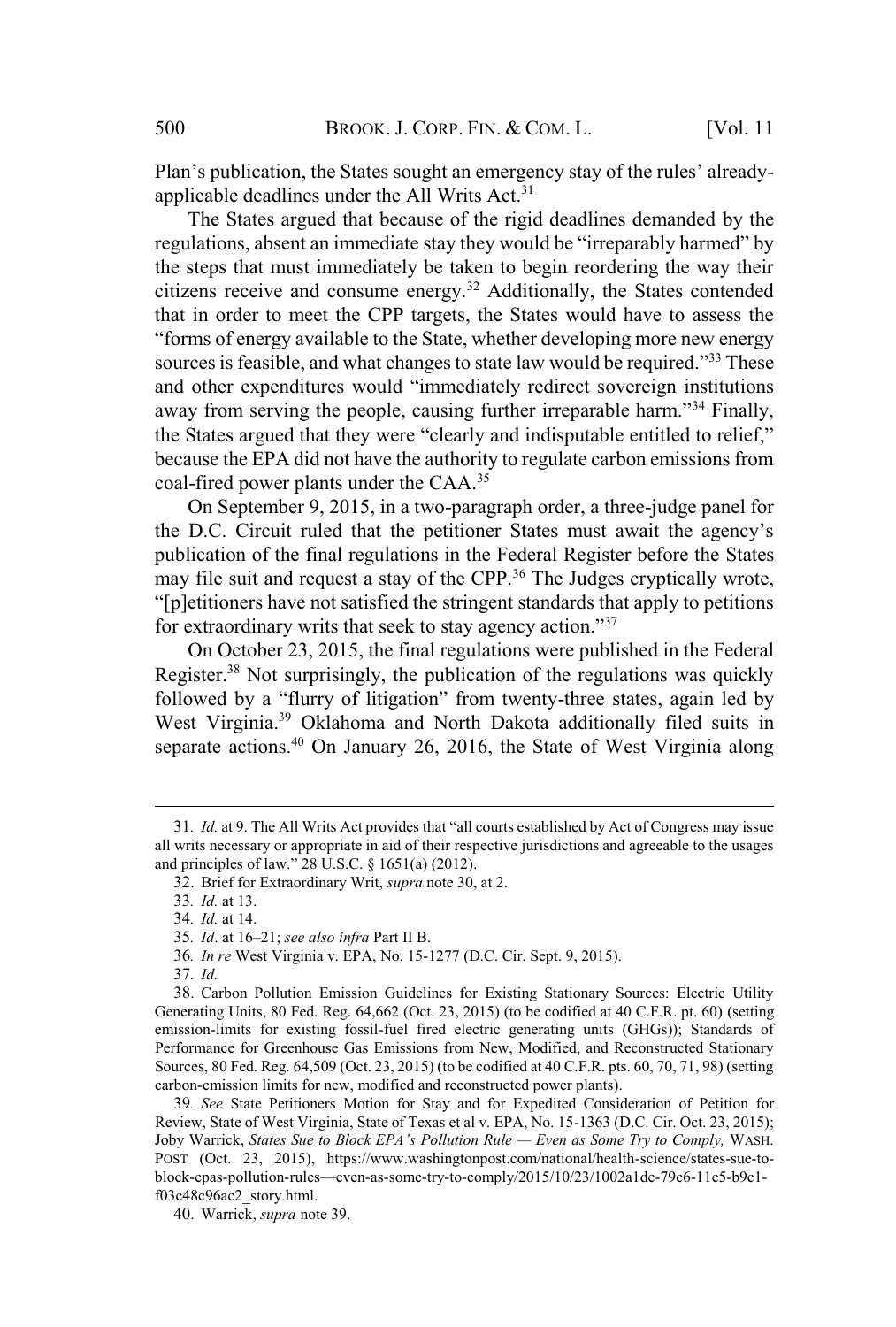Plan's publication, the States sought an emergency stay of the rules' already-applicable deadlines under the All Writs Act.[31]

The States argued that because of the rigid deadlines demanded by the regulations, absent an immediate stay they would be "irreparably harmed" by the steps that must immediately be taken to begin reordering the way their citizens receive and consume energy.[32] Additionally, the States contended that in order to meet the CPP targets, the States would have to assess the "forms of energy available to the State, whether developing more new energy sources is feasible, and what changes to state law would be required."[33] These and other expenditures would "immediately redirect sovereign institutions away from serving the people, causing further irreparable harm."[34] Finally, the States argued that they were "clearly and indisputable entitled to relief," because the EPA did not have the authority to regulate carbon emissions from coal-fired power plants under the CAA.[35]

On September 9, 2015, in a two-paragraph order, a three-judge panel for the D.C. Circuit ruled that the petitioner States must await the agency's publication of the final regulations in the Federal Register before the States may file suit and request a stay of the CPP.[36] The Judges cryptically wrote, "[p]etitioners have not satisfied the stringent standards that apply to petitions for extraordinary writs that seek to stay agency action."[37]

On October 23, 2015, the final regulations were published in the Federal Register.[38] Not surprisingly, the publication of the regulations was quickly followed by a "flurry of litigation" from twenty-three states, again led by West Virginia.[39] Oklahoma and North Dakota additionally filed suits in separate actions.[40] On January 26, 2016, the State of West Virginia along

---

31. *Id.* at 9. The All Writs Act provides that "all courts established by Act of Congress may issue all writs necessary or appropriate in aid of their respective jurisdictions and agreeable to the usages and principles of law." 28 U.S.C. § 1651(a) (2012).

32. Brief for Extraordinary Writ, *supra* note 30, at 2.

33. *Id.* at 13.

34. *Id.* at 14.

35. *Id*. at 16–21; *see also infra* Part II B.

36. *In re* West Virginia v. EPA, No. 15-1277 (D.C. Cir. Sept. 9, 2015).

37. *Id.*

38. Carbon Pollution Emission Guidelines for Existing Stationary Sources: Electric Utility Generating Units, 80 Fed. Reg. 64,662 (Oct. 23, 2015) (to be codified at 40 C.F.R. pt. 60) (setting emission-limits for existing fossil-fuel fired electric generating units (GHGs)); Standards of Performance for Greenhouse Gas Emissions from New, Modified, and Reconstructed Stationary Sources, 80 Fed. Reg. 64,509 (Oct. 23, 2015) (to be codified at 40 C.F.R. pts. 60, 70, 71, 98) (setting carbon-emission limits for new, modified and reconstructed power plants).

39. *See* State Petitioners Motion for Stay and for Expedited Consideration of Petition for Review, State of West Virginia, State of Texas et al v. EPA, No. 15-1363 (D.C. Cir. Oct. 23, 2015); Joby Warrick, *States Sue to Block EPA's Pollution Rule — Even as Some Try to Comply,* WASH. POST (Oct. 23, 2015), https://www.washingtonpost.com/national/health-science/states-sue-to-block-epas-pollution-rules—even-as-some-try-to-comply/2015/10/23/1002a1de-79c6-11e5-b9c1-f03c48c96ac2_story.html.

40. Warrick, *supra* note 39.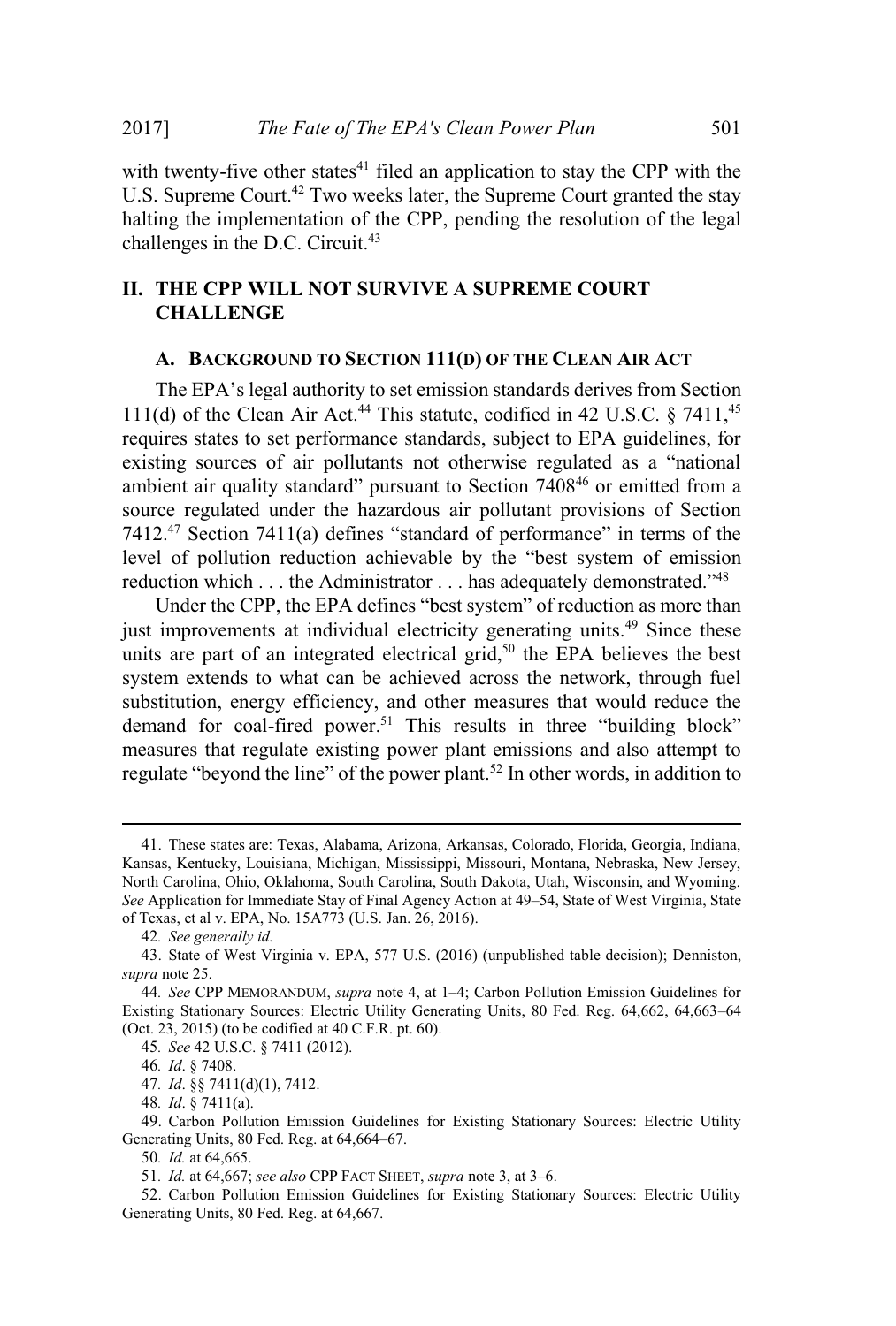with twenty-five other states[41] filed an application to stay the CPP with the U.S. Supreme Court.[42] Two weeks later, the Supreme Court granted the stay halting the implementation of the CPP, pending the resolution of the legal challenges in the D.C. Circuit.[43]

## II. THE CPP WILL NOT SURVIVE A SUPREME COURT CHALLENGE

### A. BACKGROUND TO SECTION 111(D) OF THE CLEAN AIR ACT

The EPA's legal authority to set emission standards derives from Section 111(d) of the Clean Air Act.[44] This statute, codified in 42 U.S.C. § 7411,[45] requires states to set performance standards, subject to EPA guidelines, for existing sources of air pollutants not otherwise regulated as a "national ambient air quality standard" pursuant to Section 7408[46] or emitted from a source regulated under the hazardous air pollutant provisions of Section 7412.[47] Section 7411(a) defines "standard of performance" in terms of the level of pollution reduction achievable by the "best system of emission reduction which . . . the Administrator . . . has adequately demonstrated."[48]

Under the CPP, the EPA defines "best system" of reduction as more than just improvements at individual electricity generating units.[49] Since these units are part of an integrated electrical grid,[50] the EPA believes the best system extends to what can be achieved across the network, through fuel substitution, energy efficiency, and other measures that would reduce the demand for coal-fired power.[51] This results in three "building block" measures that regulate existing power plant emissions and also attempt to regulate "beyond the line" of the power plant.[52] In other words, in addition to

---

41. These states are: Texas, Alabama, Arizona, Arkansas, Colorado, Florida, Georgia, Indiana, Kansas, Kentucky, Louisiana, Michigan, Mississippi, Missouri, Montana, Nebraska, New Jersey, North Carolina, Ohio, Oklahoma, South Carolina, South Dakota, Utah, Wisconsin, and Wyoming. *See* Application for Immediate Stay of Final Agency Action at 49–54, State of West Virginia, State of Texas, et al v. EPA, No. 15A773 (U.S. Jan. 26, 2016).

42. *See generally id.*

43. State of West Virginia v. EPA, 577 U.S. (2016) (unpublished table decision); Denniston, *supra* note 25.

44. *See* CPP MEMORANDUM, *supra* note 4, at 1–4; Carbon Pollution Emission Guidelines for Existing Stationary Sources: Electric Utility Generating Units, 80 Fed. Reg. 64,662, 64,663–64 (Oct. 23, 2015) (to be codified at 40 C.F.R. pt. 60).

45. *See* 42 U.S.C. § 7411 (2012).

46. *Id*. § 7408.

47. *Id*. §§ 7411(d)(1), 7412.

48. *Id*. § 7411(a).

49. Carbon Pollution Emission Guidelines for Existing Stationary Sources: Electric Utility Generating Units, 80 Fed. Reg. at 64,664–67.

50. *Id.* at 64,665.

51. *Id.* at 64,667; *see also* CPP FACT SHEET, *supra* note 3, at 3–6.

52. Carbon Pollution Emission Guidelines for Existing Stationary Sources: Electric Utility Generating Units, 80 Fed. Reg. at 64,667.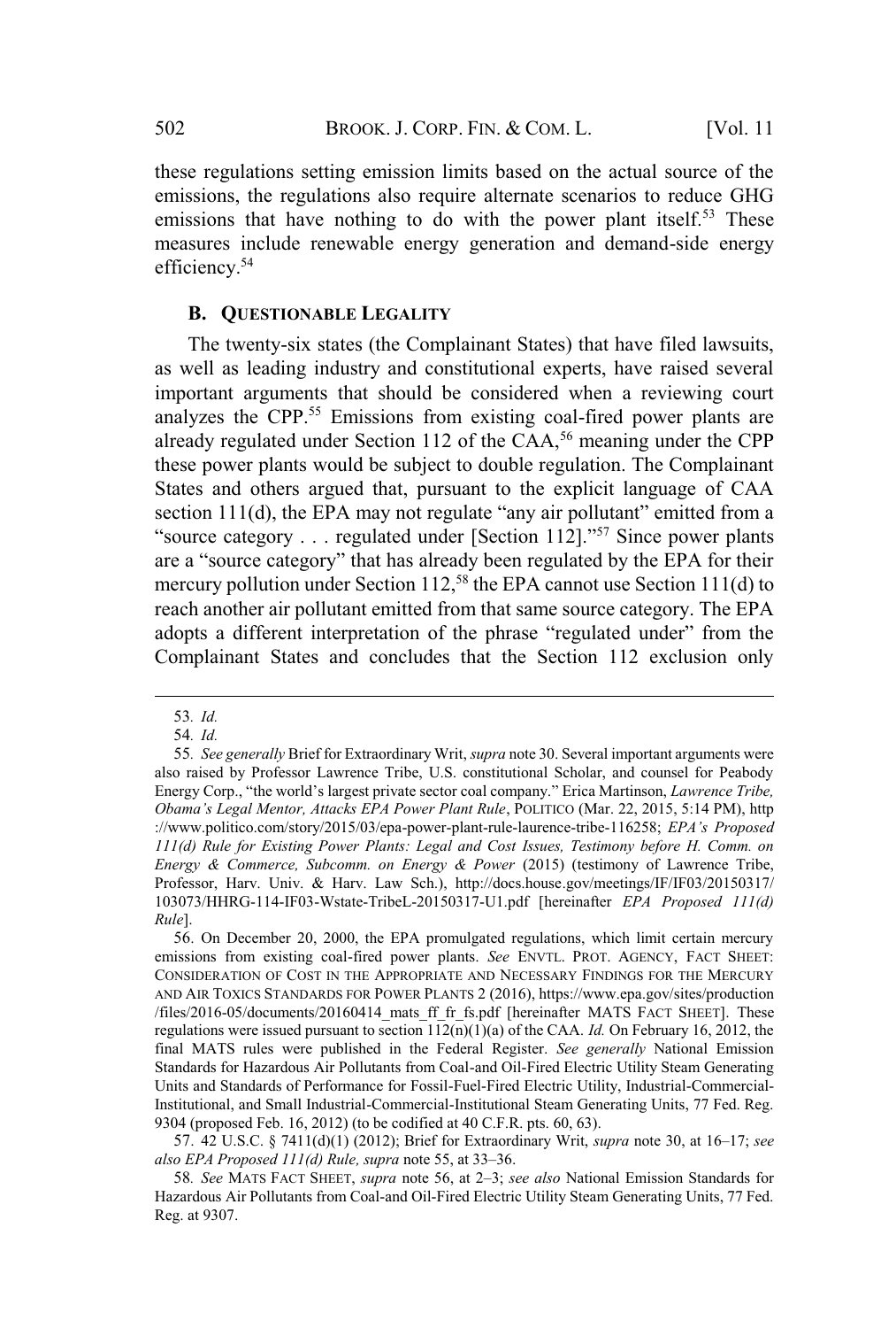these regulations setting emission limits based on the actual source of the emissions, the regulations also require alternate scenarios to reduce GHG emissions that have nothing to do with the power plant itself.[53] These measures include renewable energy generation and demand-side energy efficiency.[54]

### B. Questionable Legality

The twenty-six states (the Complainant States) that have filed lawsuits, as well as leading industry and constitutional experts, have raised several important arguments that should be considered when a reviewing court analyzes the CPP.[55] Emissions from existing coal-fired power plants are already regulated under Section 112 of the CAA,[56] meaning under the CPP these power plants would be subject to double regulation. The Complainant States and others argued that, pursuant to the explicit language of CAA section 111(d), the EPA may not regulate "any air pollutant" emitted from a "source category . . . regulated under [Section 112]."[57] Since power plants are a "source category" that has already been regulated by the EPA for their mercury pollution under Section 112,[58] the EPA cannot use Section 111(d) to reach another air pollutant emitted from that same source category. The EPA adopts a different interpretation of the phrase "regulated under" from the Complainant States and concludes that the Section 112 exclusion only

---

53. *Id.*

54. *Id.*

55. *See generally* Brief for Extraordinary Writ, *supra* note 30. Several important arguments were also raised by Professor Lawrence Tribe, U.S. constitutional Scholar, and counsel for Peabody Energy Corp., "the world's largest private sector coal company." Erica Martinson, *Lawrence Tribe, Obama's Legal Mentor, Attacks EPA Power Plant Rule*, POLITICO (Mar. 22, 2015, 5:14 PM), http://www.politico.com/story/2015/03/epa-power-plant-rule-laurence-tribe-116258; *EPA's Proposed 111(d) Rule for Existing Power Plants: Legal and Cost Issues, Testimony before H. Comm. on Energy & Commerce, Subcomm. on Energy & Power* (2015) (testimony of Lawrence Tribe, Professor, Harv. Univ. & Harv. Law Sch.), http://docs.house.gov/meetings/IF/IF03/20150317/103073/HHRG-114-IF03-Wstate-TribeL-20150317-U1.pdf [hereinafter *EPA Proposed 111(d) Rule*].

56. On December 20, 2000, the EPA promulgated regulations, which limit certain mercury emissions from existing coal-fired power plants. *See* ENVTL. PROT. AGENCY, FACT SHEET: CONSIDERATION OF COST IN THE APPROPRIATE AND NECESSARY FINDINGS FOR THE MERCURY AND AIR TOXICS STANDARDS FOR POWER PLANTS 2 (2016), https://www.epa.gov/sites/production/files/2016-05/documents/20160414_mats_ff_fr_fs.pdf [hereinafter MATS FACT SHEET]. These regulations were issued pursuant to section 112(n)(1)(a) of the CAA. *Id.* On February 16, 2012, the final MATS rules were published in the Federal Register. *See generally* National Emission Standards for Hazardous Air Pollutants from Coal-and Oil-Fired Electric Utility Steam Generating Units and Standards of Performance for Fossil-Fuel-Fired Electric Utility, Industrial-Commercial-Institutional, and Small Industrial-Commercial-Institutional Steam Generating Units, 77 Fed. Reg. 9304 (proposed Feb. 16, 2012) (to be codified at 40 C.F.R. pts. 60, 63).

57. 42 U.S.C. § 7411(d)(1) (2012); Brief for Extraordinary Writ, *supra* note 30, at 16–17; *see also EPA Proposed 111(d) Rule, supra* note 55, at 33–36.

58. *See* MATS FACT SHEET, *supra* note 56, at 2–3; *see also* National Emission Standards for Hazardous Air Pollutants from Coal-and Oil-Fired Electric Utility Steam Generating Units, 77 Fed. Reg. at 9307.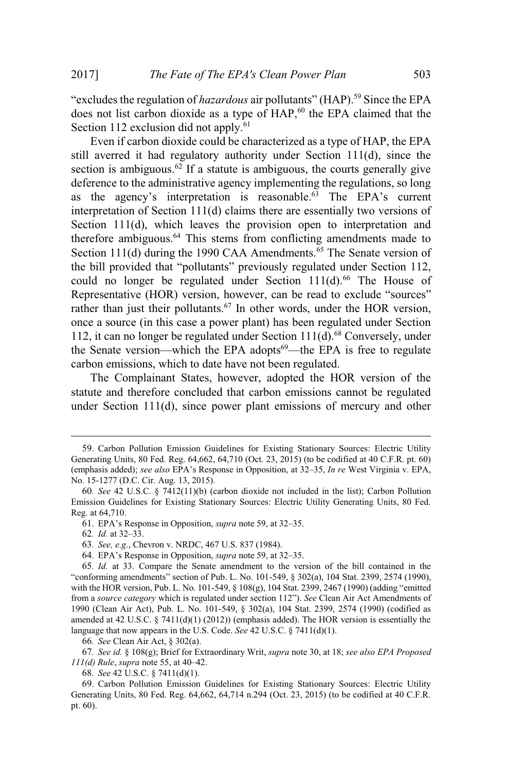"excludes the regulation of *hazardous* air pollutants" (HAP).[59] Since the EPA does not list carbon dioxide as a type of HAP,[60] the EPA claimed that the Section 112 exclusion did not apply.[61]

Even if carbon dioxide could be characterized as a type of HAP, the EPA still averred it had regulatory authority under Section 111(d), since the section is ambiguous.[62] If a statute is ambiguous, the courts generally give deference to the administrative agency implementing the regulations, so long as the agency's interpretation is reasonable.[63] The EPA's current interpretation of Section 111(d) claims there are essentially two versions of Section 111(d), which leaves the provision open to interpretation and therefore ambiguous.[64] This stems from conflicting amendments made to Section 111(d) during the 1990 CAA Amendments.[65] The Senate version of the bill provided that "pollutants" previously regulated under Section 112, could no longer be regulated under Section 111(d).[66] The House of Representative (HOR) version, however, can be read to exclude "sources" rather than just their pollutants.[67] In other words, under the HOR version, once a source (in this case a power plant) has been regulated under Section 112, it can no longer be regulated under Section 111(d).[68] Conversely, under the Senate version—which the EPA adopts[69]—the EPA is free to regulate carbon emissions, which to date have not been regulated.

The Complainant States, however, adopted the HOR version of the statute and therefore concluded that carbon emissions cannot be regulated under Section 111(d), since power plant emissions of mercury and other

---

59. Carbon Pollution Emission Guidelines for Existing Stationary Sources: Electric Utility Generating Units, 80 Fed. Reg. 64,662, 64,710 (Oct. 23, 2015) (to be codified at 40 C.F.R. pt. 60) (emphasis added); *see also* EPA's Response in Opposition, at 32–35, *In re* West Virginia v. EPA, No. 15-1277 (D.C. Cir. Aug. 13, 2015).

60. *See* 42 U.S.C. § 7412(11)(b) (carbon dioxide not included in the list); Carbon Pollution Emission Guidelines for Existing Stationary Sources: Electric Utility Generating Units, 80 Fed. Reg. at 64,710.

61. EPA's Response in Opposition, *supra* note 59, at 32–35.

62. *Id.* at 32–33.

63. *See, e.g.*, Chevron v. NRDC, 467 U.S. 837 (1984).

64. EPA's Response in Opposition, *supra* note 59, at 32–35.

65. *Id.* at 33. Compare the Senate amendment to the version of the bill contained in the "conforming amendments" section of Pub. L. No. 101-549, § 302(a), 104 Stat. 2399, 2574 (1990), with the HOR version, Pub. L. No. 101-549, § 108(g), 104 Stat. 2399, 2467 (1990) (adding "emitted from a *source category* which is regulated under section 112"). *See* Clean Air Act Amendments of 1990 (Clean Air Act), Pub. L. No. 101-549, § 302(a), 104 Stat. 2399, 2574 (1990) (codified as amended at 42 U.S.C. § 7411(d)(1) (2012)) (emphasis added). The HOR version is essentially the language that now appears in the U.S. Code. *See* 42 U.S.C. § 7411(d)(1).

66. *See* Clean Air Act, § 302(a).

67. *See id.* § 108(g); Brief for Extraordinary Writ, *supra* note 30, at 18; *see also EPA Proposed 111(d) Rule*, *supra* note 55, at 40–42.

68. *See* 42 U.S.C. § 7411(d)(1).

69. Carbon Pollution Emission Guidelines for Existing Stationary Sources: Electric Utility Generating Units, 80 Fed. Reg. 64,662, 64,714 n.294 (Oct. 23, 2015) (to be codified at 40 C.F.R. pt. 60).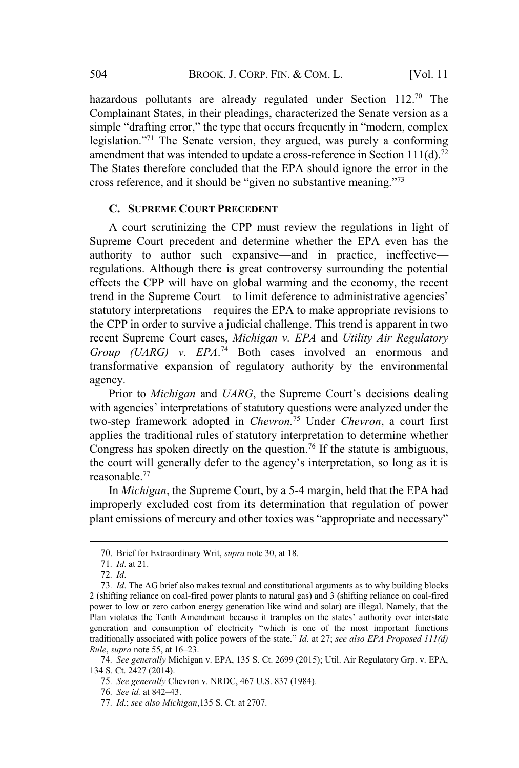hazardous pollutants are already regulated under Section 112.[70] The Complainant States, in their pleadings, characterized the Senate version as a simple "drafting error," the type that occurs frequently in "modern, complex legislation."[71] The Senate version, they argued, was purely a conforming amendment that was intended to update a cross-reference in Section 111(d).[72] The States therefore concluded that the EPA should ignore the error in the cross reference, and it should be "given no substantive meaning."[73]

### C. SUPREME COURT PRECEDENT

A court scrutinizing the CPP must review the regulations in light of Supreme Court precedent and determine whether the EPA even has the authority to author such expansive—and in practice, ineffective—regulations. Although there is great controversy surrounding the potential effects the CPP will have on global warming and the economy, the recent trend in the Supreme Court—to limit deference to administrative agencies' statutory interpretations—requires the EPA to make appropriate revisions to the CPP in order to survive a judicial challenge. This trend is apparent in two recent Supreme Court cases, *Michigan v. EPA* and *Utility Air Regulatory Group (UARG) v. EPA*.[74] Both cases involved an enormous and transformative expansion of regulatory authority by the environmental agency.

Prior to *Michigan* and *UARG*, the Supreme Court's decisions dealing with agencies' interpretations of statutory questions were analyzed under the two-step framework adopted in *Chevron.*[75] Under *Chevron*, a court first applies the traditional rules of statutory interpretation to determine whether Congress has spoken directly on the question.[76] If the statute is ambiguous, the court will generally defer to the agency's interpretation, so long as it is reasonable.[77]

In *Michigan*, the Supreme Court, by a 5-4 margin, held that the EPA had improperly excluded cost from its determination that regulation of power plant emissions of mercury and other toxics was "appropriate and necessary"

---

70. Brief for Extraordinary Writ, *supra* note 30, at 18.

71. *Id*. at 21.

72. *Id*.

73. *Id*. The AG brief also makes textual and constitutional arguments as to why building blocks 2 (shifting reliance on coal-fired power plants to natural gas) and 3 (shifting reliance on coal-fired power to low or zero carbon energy generation like wind and solar) are illegal. Namely, that the Plan violates the Tenth Amendment because it tramples on the states' authority over interstate generation and consumption of electricity "which is one of the most important functions traditionally associated with police powers of the state." *Id.* at 27; *see also EPA Proposed 111(d) Rule*, *supra* note 55, at 16–23.

74. *See generally* Michigan v. EPA, 135 S. Ct. 2699 (2015); Util. Air Regulatory Grp. v. EPA, 134 S. Ct. 2427 (2014).

75. *See generally* Chevron v. NRDC, 467 U.S. 837 (1984).

76. *See id.* at 842–43.

77. *Id.*; *see also Michigan*,135 S. Ct. at 2707.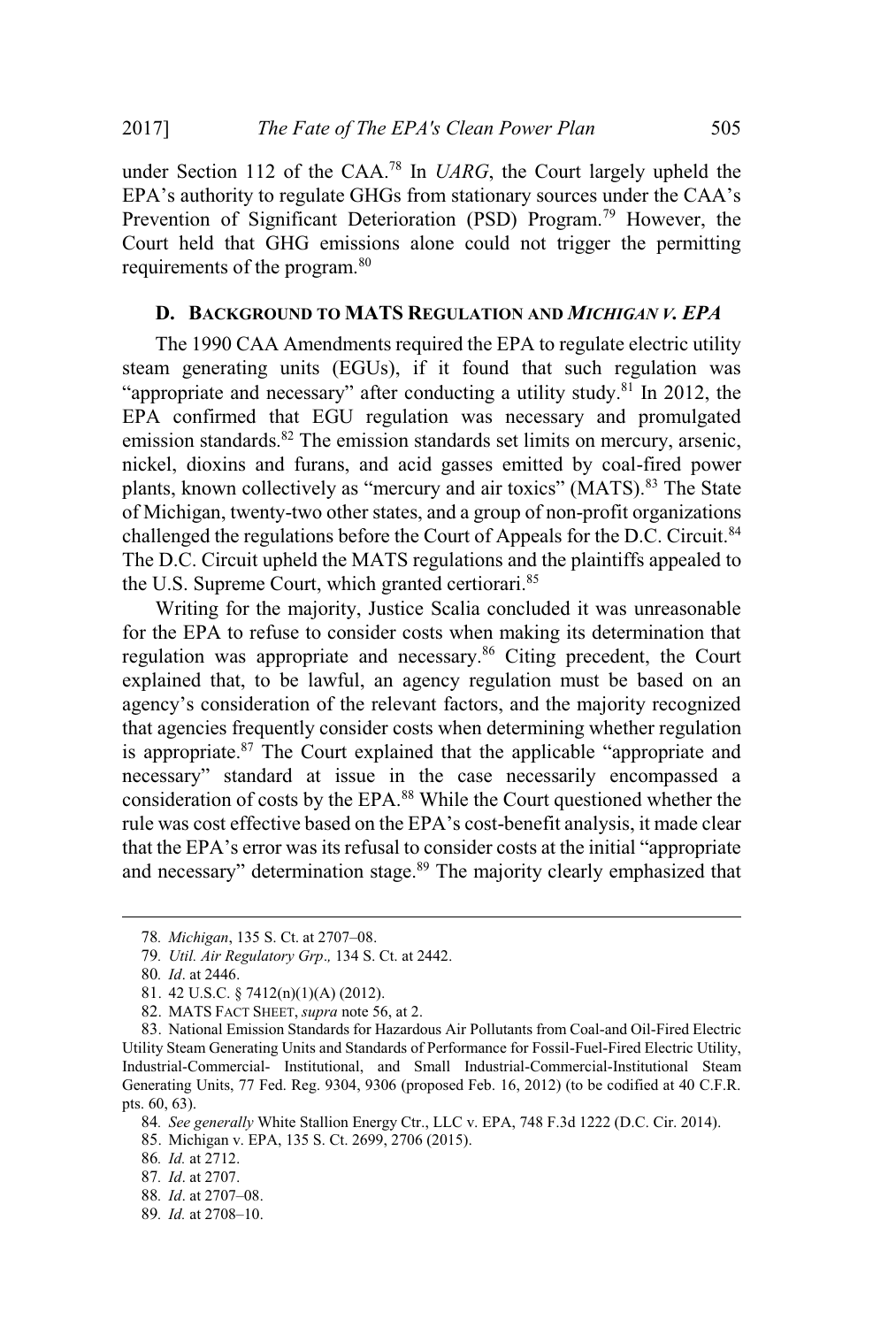under Section 112 of the CAA.[78] In *UARG*, the Court largely upheld the EPA's authority to regulate GHGs from stationary sources under the CAA's Prevention of Significant Deterioration (PSD) Program.[79] However, the Court held that GHG emissions alone could not trigger the permitting requirements of the program.[80]

### D. Background to MATS Regulation and *Michigan v. EPA*

The 1990 CAA Amendments required the EPA to regulate electric utility steam generating units (EGUs), if it found that such regulation was "appropriate and necessary" after conducting a utility study.[81] In 2012, the EPA confirmed that EGU regulation was necessary and promulgated emission standards.[82] The emission standards set limits on mercury, arsenic, nickel, dioxins and furans, and acid gasses emitted by coal-fired power plants, known collectively as "mercury and air toxics" (MATS).[83] The State of Michigan, twenty-two other states, and a group of non-profit organizations challenged the regulations before the Court of Appeals for the D.C. Circuit.[84] The D.C. Circuit upheld the MATS regulations and the plaintiffs appealed to the U.S. Supreme Court, which granted certiorari.[85]

Writing for the majority, Justice Scalia concluded it was unreasonable for the EPA to refuse to consider costs when making its determination that regulation was appropriate and necessary.[86] Citing precedent, the Court explained that, to be lawful, an agency regulation must be based on an agency's consideration of the relevant factors, and the majority recognized that agencies frequently consider costs when determining whether regulation is appropriate.[87] The Court explained that the applicable "appropriate and necessary" standard at issue in the case necessarily encompassed a consideration of costs by the EPA.[88] While the Court questioned whether the rule was cost effective based on the EPA's cost-benefit analysis, it made clear that the EPA's error was its refusal to consider costs at the initial "appropriate and necessary" determination stage.[89] The majority clearly emphasized that

---

78. *Michigan*, 135 S. Ct. at 2707–08.

79. *Util. Air Regulatory Grp.,* 134 S. Ct. at 2442.

80. *Id*. at 2446.

81. 42 U.S.C. § 7412(n)(1)(A) (2012).

82. MATS FACT SHEET, *supra* note 56, at 2.

83. National Emission Standards for Hazardous Air Pollutants from Coal-and Oil-Fired Electric Utility Steam Generating Units and Standards of Performance for Fossil-Fuel-Fired Electric Utility, Industrial-Commercial- Institutional, and Small Industrial-Commercial-Institutional Steam Generating Units, 77 Fed. Reg. 9304, 9306 (proposed Feb. 16, 2012) (to be codified at 40 C.F.R. pts. 60, 63).

84. *See generally* White Stallion Energy Ctr., LLC v. EPA, 748 F.3d 1222 (D.C. Cir. 2014).

85. Michigan v. EPA, 135 S. Ct. 2699, 2706 (2015).

86. *Id.* at 2712.

87. *Id*. at 2707.

88. *Id*. at 2707–08.

89. *Id.* at 2708–10.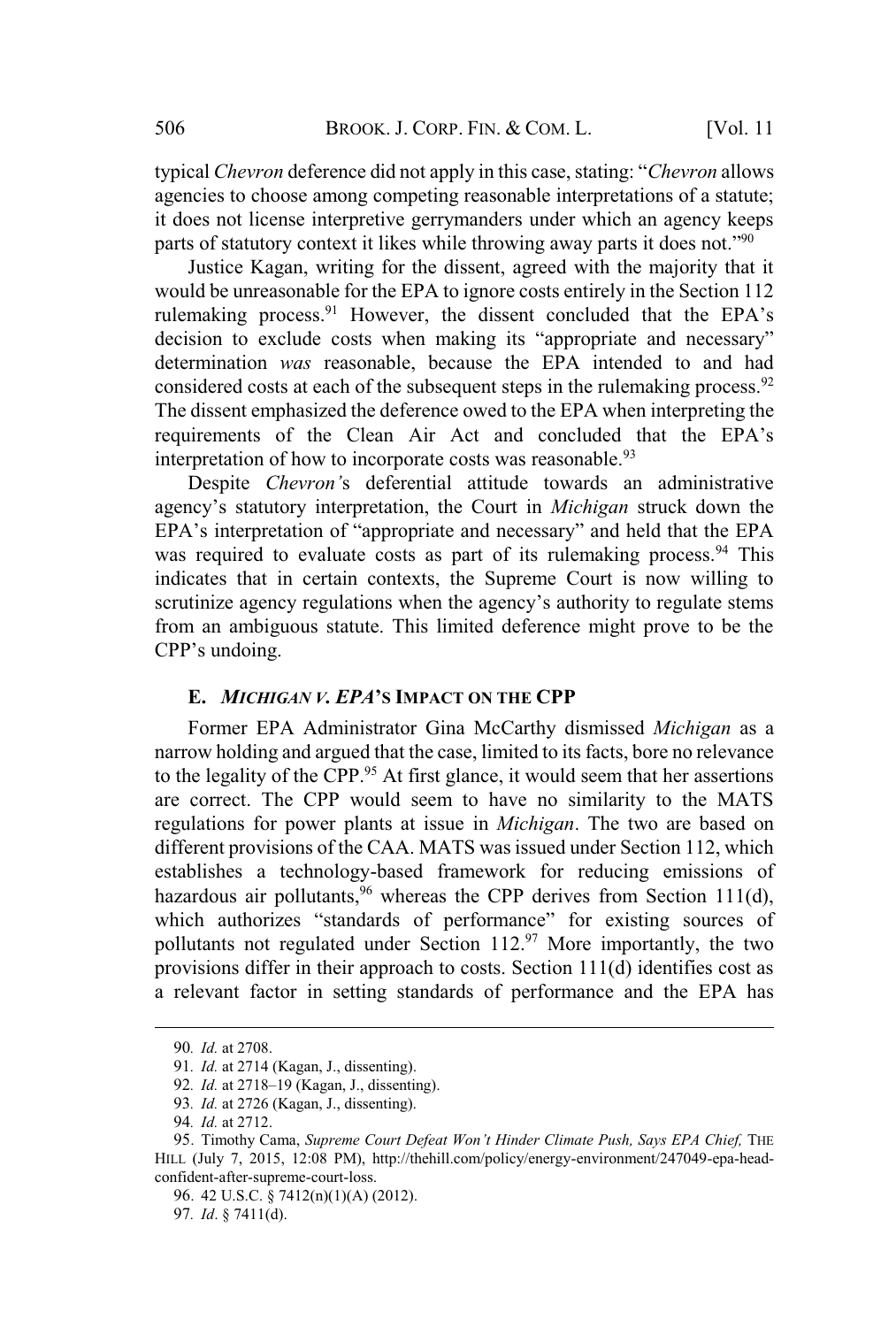typical *Chevron* deference did not apply in this case, stating: "*Chevron* allows agencies to choose among competing reasonable interpretations of a statute; it does not license interpretive gerrymanders under which an agency keeps parts of statutory context it likes while throwing away parts it does not."[90]

Justice Kagan, writing for the dissent, agreed with the majority that it would be unreasonable for the EPA to ignore costs entirely in the Section 112 rulemaking process.[91] However, the dissent concluded that the EPA's decision to exclude costs when making its "appropriate and necessary" determination *was* reasonable, because the EPA intended to and had considered costs at each of the subsequent steps in the rulemaking process.[92] The dissent emphasized the deference owed to the EPA when interpreting the requirements of the Clean Air Act and concluded that the EPA's interpretation of how to incorporate costs was reasonable.[93]

Despite *Chevron*'s deferential attitude towards an administrative agency's statutory interpretation, the Court in *Michigan* struck down the EPA's interpretation of "appropriate and necessary" and held that the EPA was required to evaluate costs as part of its rulemaking process.[94] This indicates that in certain contexts, the Supreme Court is now willing to scrutinize agency regulations when the agency's authority to regulate stems from an ambiguous statute. This limited deference might prove to be the CPP's undoing.

### E. *MICHIGAN V. EPA*'S IMPACT ON THE CPP

Former EPA Administrator Gina McCarthy dismissed *Michigan* as a narrow holding and argued that the case, limited to its facts, bore no relevance to the legality of the CPP.[95] At first glance, it would seem that her assertions are correct. The CPP would seem to have no similarity to the MATS regulations for power plants at issue in *Michigan*. The two are based on different provisions of the CAA. MATS was issued under Section 112, which establishes a technology-based framework for reducing emissions of hazardous air pollutants,[96] whereas the CPP derives from Section 111(d), which authorizes "standards of performance" for existing sources of pollutants not regulated under Section 112.[97] More importantly, the two provisions differ in their approach to costs. Section 111(d) identifies cost as a relevant factor in setting standards of performance and the EPA has

---

90. *Id.* at 2708.

91. *Id.* at 2714 (Kagan, J., dissenting).

92. *Id.* at 2718–19 (Kagan, J., dissenting).

93. *Id.* at 2726 (Kagan, J., dissenting).

94. *Id.* at 2712.

95. Timothy Cama, *Supreme Court Defeat Won't Hinder Climate Push, Says EPA Chief,* THE HILL (July 7, 2015, 12:08 PM), http://thehill.com/policy/energy-environment/247049-epa-head-confident-after-supreme-court-loss.

96. 42 U.S.C. § 7412(n)(1)(A) (2012).

97. *Id*. § 7411(d).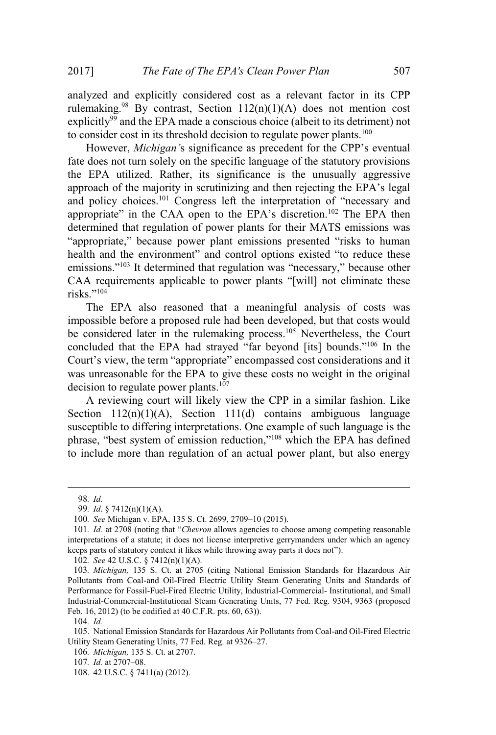analyzed and explicitly considered cost as a relevant factor in its CPP rulemaking.[98] By contrast, Section 112(n)(1)(A) does not mention cost explicitly[99] and the EPA made a conscious choice (albeit to its detriment) not to consider cost in its threshold decision to regulate power plants.[100]

However, *Michigan's* significance as precedent for the CPP's eventual fate does not turn solely on the specific language of the statutory provisions the EPA utilized. Rather, its significance is the unusually aggressive approach of the majority in scrutinizing and then rejecting the EPA's legal and policy choices.[101] Congress left the interpretation of "necessary and appropriate" in the CAA open to the EPA's discretion.[102] The EPA then determined that regulation of power plants for their MATS emissions was "appropriate," because power plant emissions presented "risks to human health and the environment" and control options existed "to reduce these emissions."[103] It determined that regulation was "necessary," because other CAA requirements applicable to power plants "[will] not eliminate these risks."[104]

The EPA also reasoned that a meaningful analysis of costs was impossible before a proposed rule had been developed, but that costs would be considered later in the rulemaking process.[105] Nevertheless, the Court concluded that the EPA had strayed "far beyond [its] bounds."[106] In the Court's view, the term "appropriate" encompassed cost considerations and it was unreasonable for the EPA to give these costs no weight in the original decision to regulate power plants.[107]

A reviewing court will likely view the CPP in a similar fashion. Like Section 112(n)(1)(A), Section 111(d) contains ambiguous language susceptible to differing interpretations. One example of such language is the phrase, "best system of emission reduction,"[108] which the EPA has defined to include more than regulation of an actual power plant, but also energy

---

98. *Id.*

99. *Id*. § 7412(n)(1)(A).

100. *See* Michigan v. EPA, 135 S. Ct. 2699, 2709–10 (2015).

101. *Id.* at 2708 (noting that "*Chevron* allows agencies to choose among competing reasonable interpretations of a statute; it does not license interpretive gerrymanders under which an agency keeps parts of statutory context it likes while throwing away parts it does not").

102. *See* 42 U.S.C. § 7412(n)(1)(A).

103. *Michigan,* 135 S. Ct. at 2705 (citing National Emission Standards for Hazardous Air Pollutants from Coal-and Oil-Fired Electric Utility Steam Generating Units and Standards of Performance for Fossil-Fuel-Fired Electric Utility, Industrial-Commercial- Institutional, and Small Industrial-Commercial-Institutional Steam Generating Units, 77 Fed. Reg. 9304, 9363 (proposed Feb. 16, 2012) (to be codified at 40 C.F.R. pts. 60, 63)).

104. *Id.*

105. National Emission Standards for Hazardous Air Pollutants from Coal-and Oil-Fired Electric Utility Steam Generating Units, 77 Fed. Reg. at 9326–27.

106. *Michigan,* 135 S. Ct. at 2707.

107. *Id.* at 2707–08.

108. 42 U.S.C. § 7411(a) (2012).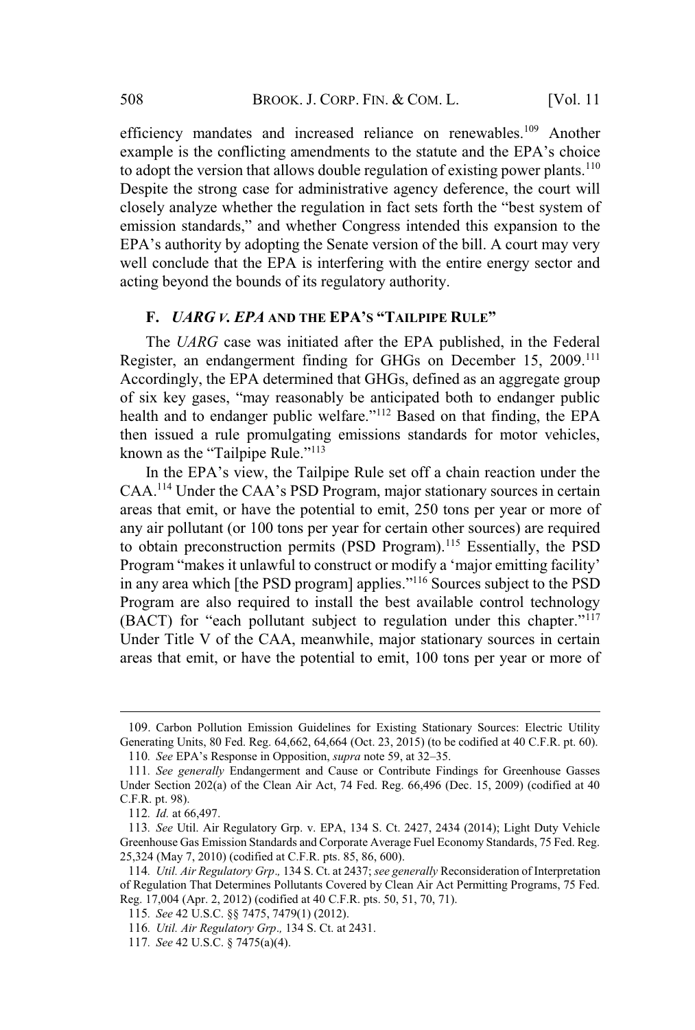efficiency mandates and increased reliance on renewables.[109] Another example is the conflicting amendments to the statute and the EPA's choice to adopt the version that allows double regulation of existing power plants.[110] Despite the strong case for administrative agency deference, the court will closely analyze whether the regulation in fact sets forth the "best system of emission standards," and whether Congress intended this expansion to the EPA's authority by adopting the Senate version of the bill. A court may very well conclude that the EPA is interfering with the entire energy sector and acting beyond the bounds of its regulatory authority.

### F. *UARG v. EPA* AND THE EPA'S "TAILPIPE RULE"

The *UARG* case was initiated after the EPA published, in the Federal Register, an endangerment finding for GHGs on December 15, 2009.[111] Accordingly, the EPA determined that GHGs, defined as an aggregate group of six key gases, "may reasonably be anticipated both to endanger public health and to endanger public welfare."[112] Based on that finding, the EPA then issued a rule promulgating emissions standards for motor vehicles, known as the "Tailpipe Rule."[113]

In the EPA's view, the Tailpipe Rule set off a chain reaction under the CAA.[114] Under the CAA's PSD Program, major stationary sources in certain areas that emit, or have the potential to emit, 250 tons per year or more of any air pollutant (or 100 tons per year for certain other sources) are required to obtain preconstruction permits (PSD Program).[115] Essentially, the PSD Program "makes it unlawful to construct or modify a 'major emitting facility' in any area which [the PSD program] applies."[116] Sources subject to the PSD Program are also required to install the best available control technology (BACT) for "each pollutant subject to regulation under this chapter."[117] Under Title V of the CAA, meanwhile, major stationary sources in certain areas that emit, or have the potential to emit, 100 tons per year or more of

---

109. Carbon Pollution Emission Guidelines for Existing Stationary Sources: Electric Utility Generating Units, 80 Fed. Reg. 64,662, 64,664 (Oct. 23, 2015) (to be codified at 40 C.F.R. pt. 60).

110. *See* EPA's Response in Opposition, *supra* note 59, at 32–35.

111. *See generally* Endangerment and Cause or Contribute Findings for Greenhouse Gasses Under Section 202(a) of the Clean Air Act, 74 Fed. Reg. 66,496 (Dec. 15, 2009) (codified at 40 C.F.R. pt. 98).

112. *Id.* at 66,497.

113. *See* Util. Air Regulatory Grp. v. EPA, 134 S. Ct. 2427, 2434 (2014); Light Duty Vehicle Greenhouse Gas Emission Standards and Corporate Average Fuel Economy Standards, 75 Fed. Reg. 25,324 (May 7, 2010) (codified at C.F.R. pts. 85, 86, 600).

114. *Util. Air Regulatory Grp*.*,* 134 S. Ct. at 2437; *see generally* Reconsideration of Interpretation of Regulation That Determines Pollutants Covered by Clean Air Act Permitting Programs, 75 Fed. Reg. 17,004 (Apr. 2, 2012) (codified at 40 C.F.R. pts. 50, 51, 70, 71).

115. *See* 42 U.S.C. §§ 7475, 7479(1) (2012).

116. *Util. Air Regulatory Grp*.*,* 134 S. Ct. at 2431.

117. *See* 42 U.S.C. § 7475(a)(4).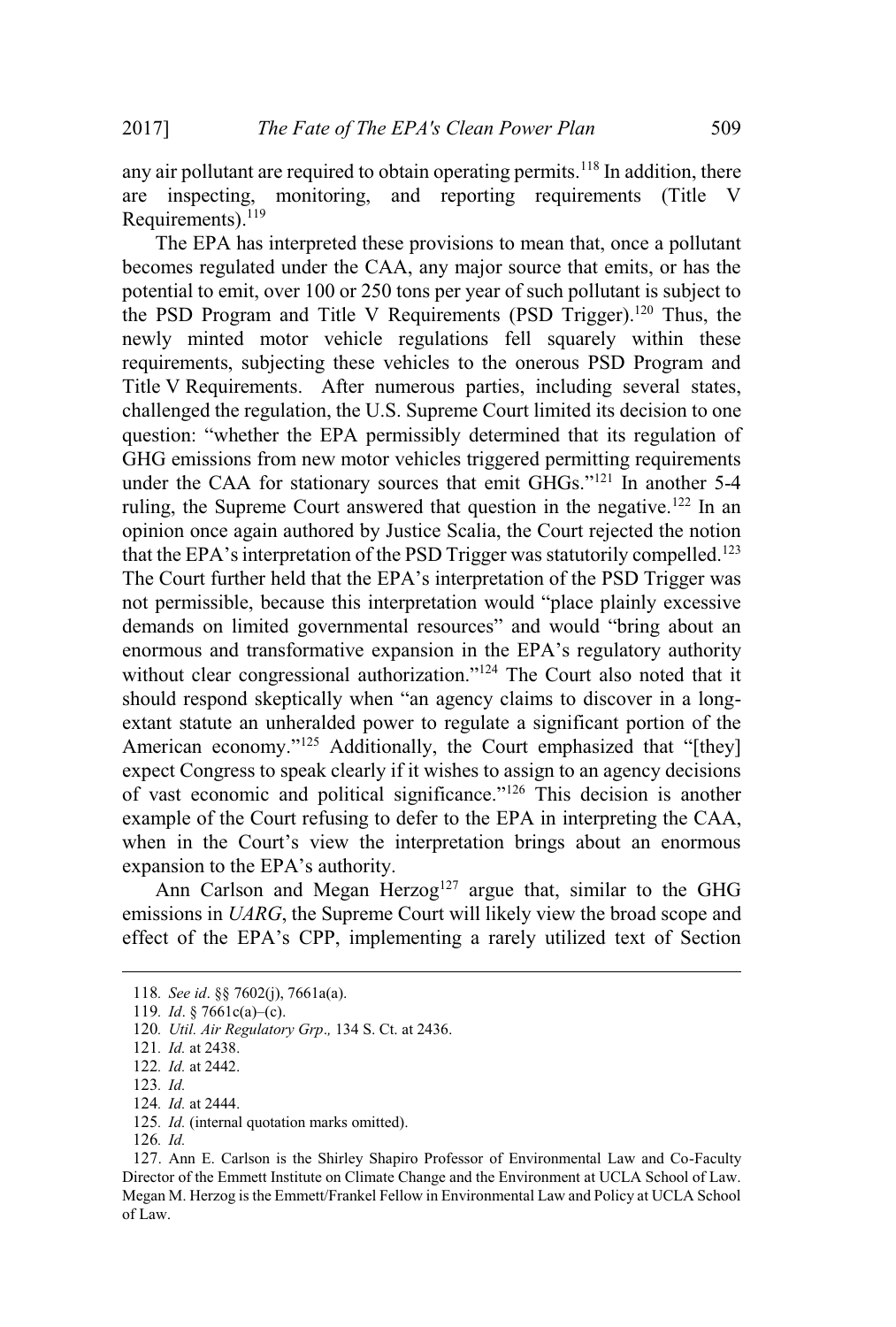any air pollutant are required to obtain operating permits.[118] In addition, there are inspecting, monitoring, and reporting requirements (Title V Requirements).[119]

The EPA has interpreted these provisions to mean that, once a pollutant becomes regulated under the CAA, any major source that emits, or has the potential to emit, over 100 or 250 tons per year of such pollutant is subject to the PSD Program and Title V Requirements (PSD Trigger).[120] Thus, the newly minted motor vehicle regulations fell squarely within these requirements, subjecting these vehicles to the onerous PSD Program and Title V Requirements. After numerous parties, including several states, challenged the regulation, the U.S. Supreme Court limited its decision to one question: "whether the EPA permissibly determined that its regulation of GHG emissions from new motor vehicles triggered permitting requirements under the CAA for stationary sources that emit GHGs."[121] In another 5-4 ruling, the Supreme Court answered that question in the negative.[122] In an opinion once again authored by Justice Scalia, the Court rejected the notion that the EPA's interpretation of the PSD Trigger was statutorily compelled.[123] The Court further held that the EPA's interpretation of the PSD Trigger was not permissible, because this interpretation would "place plainly excessive demands on limited governmental resources" and would "bring about an enormous and transformative expansion in the EPA's regulatory authority without clear congressional authorization."[124] The Court also noted that it should respond skeptically when "an agency claims to discover in a long-extant statute an unheralded power to regulate a significant portion of the American economy."[125] Additionally, the Court emphasized that "[they] expect Congress to speak clearly if it wishes to assign to an agency decisions of vast economic and political significance."[126] This decision is another example of the Court refusing to defer to the EPA in interpreting the CAA, when in the Court's view the interpretation brings about an enormous expansion to the EPA's authority.

Ann Carlson and Megan Herzog[127] argue that, similar to the GHG emissions in *UARG*, the Supreme Court will likely view the broad scope and effect of the EPA's CPP, implementing a rarely utilized text of Section

---

118. *See id*. §§ 7602(j), 7661a(a).

119. *Id*. § 7661c(a)–(c).

120. *Util. Air Regulatory Grp.*, 134 S. Ct. at 2436.

121. *Id.* at 2438.

122. *Id.* at 2442.

123. *Id.*

124. *Id.* at 2444.

125. *Id.* (internal quotation marks omitted).

126. *Id.*

127. Ann E. Carlson is the Shirley Shapiro Professor of Environmental Law and Co-Faculty Director of the Emmett Institute on Climate Change and the Environment at UCLA School of Law. Megan M. Herzog is the Emmett/Frankel Fellow in Environmental Law and Policy at UCLA School of Law.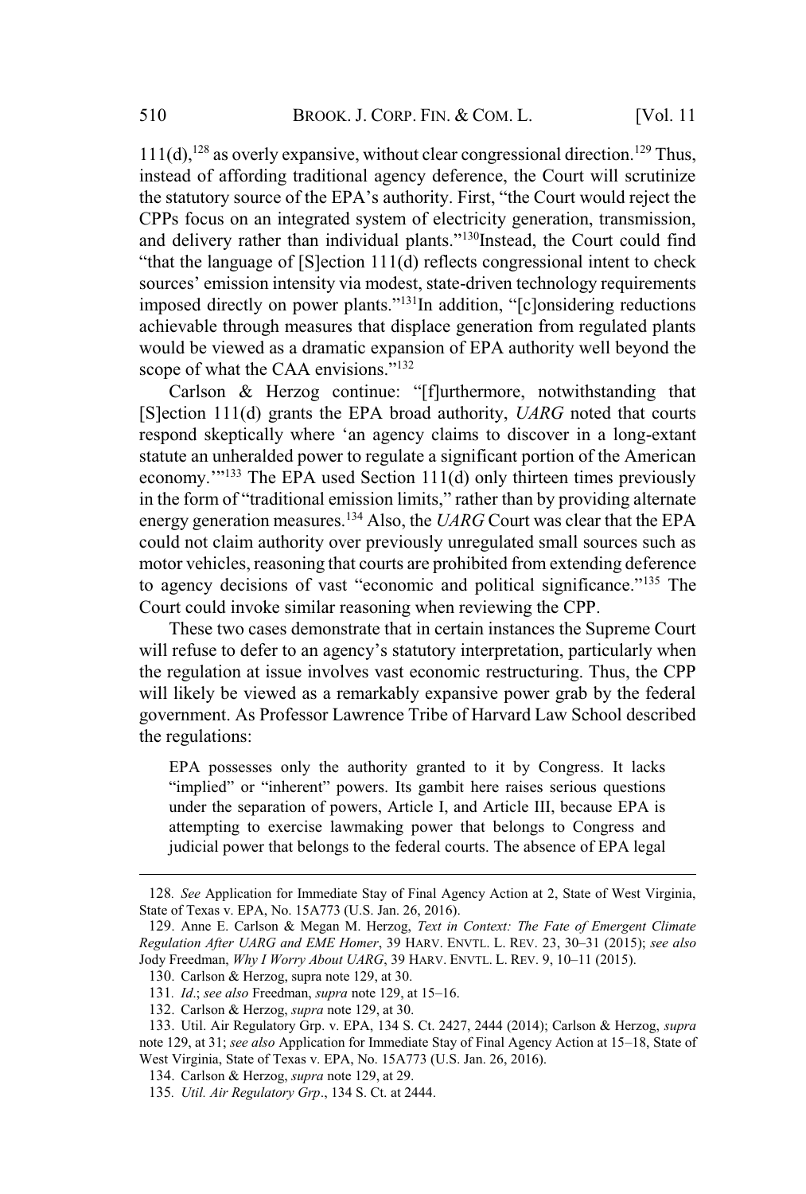111(d),[128] as overly expansive, without clear congressional direction.[129] Thus, instead of affording traditional agency deference, the Court will scrutinize the statutory source of the EPA's authority. First, "the Court would reject the CPPs focus on an integrated system of electricity generation, transmission, and delivery rather than individual plants."[130]Instead, the Court could find "that the language of [S]ection 111(d) reflects congressional intent to check sources' emission intensity via modest, state-driven technology requirements imposed directly on power plants."[131]In addition, "[c]onsidering reductions achievable through measures that displace generation from regulated plants would be viewed as a dramatic expansion of EPA authority well beyond the scope of what the CAA envisions."[132]

Carlson & Herzog continue: "[f]urthermore, notwithstanding that [S]ection 111(d) grants the EPA broad authority, *UARG* noted that courts respond skeptically where 'an agency claims to discover in a long-extant statute an unheralded power to regulate a significant portion of the American economy.'"[133] The EPA used Section 111(d) only thirteen times previously in the form of "traditional emission limits," rather than by providing alternate energy generation measures.[134] Also, the *UARG* Court was clear that the EPA could not claim authority over previously unregulated small sources such as motor vehicles, reasoning that courts are prohibited from extending deference to agency decisions of vast "economic and political significance."[135] The Court could invoke similar reasoning when reviewing the CPP.

These two cases demonstrate that in certain instances the Supreme Court will refuse to defer to an agency's statutory interpretation, particularly when the regulation at issue involves vast economic restructuring. Thus, the CPP will likely be viewed as a remarkably expansive power grab by the federal government. As Professor Lawrence Tribe of Harvard Law School described the regulations:

> EPA possesses only the authority granted to it by Congress. It lacks "implied" or "inherent" powers. Its gambit here raises serious questions under the separation of powers, Article I, and Article III, because EPA is attempting to exercise lawmaking power that belongs to Congress and judicial power that belongs to the federal courts. The absence of EPA legal

---

128. *See* Application for Immediate Stay of Final Agency Action at 2, State of West Virginia, State of Texas v. EPA, No. 15A773 (U.S. Jan. 26, 2016).

129. Anne E. Carlson & Megan M. Herzog, *Text in Context: The Fate of Emergent Climate Regulation After UARG and EME Homer*, 39 HARV. ENVTL. L. REV. 23, 30–31 (2015); *see also* Jody Freedman, *Why I Worry About UARG*, 39 HARV. ENVTL. L. REV. 9, 10–11 (2015).

130. Carlson & Herzog, supra note 129, at 30.

131. *Id*.; *see also* Freedman, *supra* note 129, at 15–16.

132. Carlson & Herzog, *supra* note 129, at 30.

133. Util. Air Regulatory Grp. v. EPA, 134 S. Ct. 2427, 2444 (2014); Carlson & Herzog, *supra* note 129, at 31; *see also* Application for Immediate Stay of Final Agency Action at 15–18, State of West Virginia, State of Texas v. EPA, No. 15A773 (U.S. Jan. 26, 2016).

134. Carlson & Herzog, *supra* note 129, at 29.

135. *Util. Air Regulatory Grp*., 134 S. Ct. at 2444.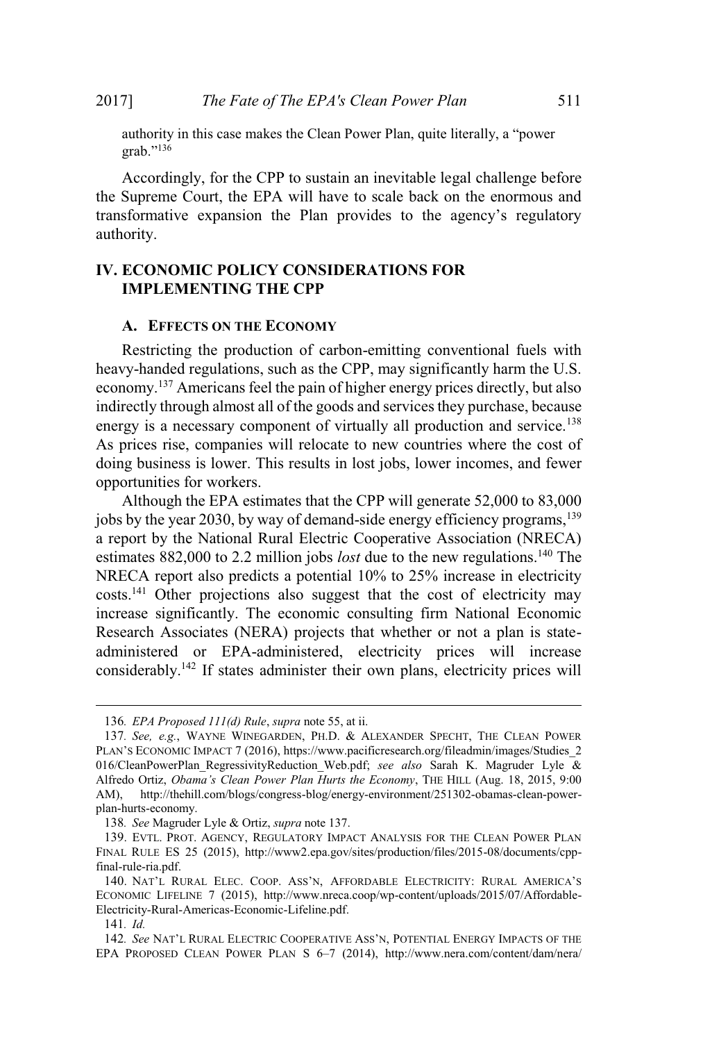authority in this case makes the Clean Power Plan, quite literally, a "power grab."[136]

Accordingly, for the CPP to sustain an inevitable legal challenge before the Supreme Court, the EPA will have to scale back on the enormous and transformative expansion the Plan provides to the agency's regulatory authority.

## IV. ECONOMIC POLICY CONSIDERATIONS FOR IMPLEMENTING THE CPP

### A. EFFECTS ON THE ECONOMY

Restricting the production of carbon-emitting conventional fuels with heavy-handed regulations, such as the CPP, may significantly harm the U.S. economy.[137] Americans feel the pain of higher energy prices directly, but also indirectly through almost all of the goods and services they purchase, because energy is a necessary component of virtually all production and service.[138] As prices rise, companies will relocate to new countries where the cost of doing business is lower. This results in lost jobs, lower incomes, and fewer opportunities for workers.

Although the EPA estimates that the CPP will generate 52,000 to 83,000 jobs by the year 2030, by way of demand-side energy efficiency programs,[139] a report by the National Rural Electric Cooperative Association (NRECA) estimates 882,000 to 2.2 million jobs *lost* due to the new regulations.[140] The NRECA report also predicts a potential 10% to 25% increase in electricity costs.[141] Other projections also suggest that the cost of electricity may increase significantly. The economic consulting firm National Economic Research Associates (NERA) projects that whether or not a plan is state-administered or EPA-administered, electricity prices will increase considerably.[142] If states administer their own plans, electricity prices will

---

136. *EPA Proposed 111(d) Rule*, *supra* note 55, at ii.

137. *See, e.g.*, WAYNE WINEGARDEN, PH.D. & ALEXANDER SPECHT, THE CLEAN POWER PLAN'S ECONOMIC IMPACT 7 (2016), https://www.pacificresearch.org/fileadmin/images/Studies_2016/CleanPowerPlan_RegressivityReduction_Web.pdf; *see also* Sarah K. Magruder Lyle & Alfredo Ortiz, *Obama's Clean Power Plan Hurts the Economy*, THE HILL (Aug. 18, 2015, 9:00 AM), http://thehill.com/blogs/congress-blog/energy-environment/251302-obamas-clean-power-plan-hurts-economy.

138. *See* Magruder Lyle & Ortiz, *supra* note 137.

139. EVTL. PROT. AGENCY, REGULATORY IMPACT ANALYSIS FOR THE CLEAN POWER PLAN FINAL RULE ES 25 (2015), http://www2.epa.gov/sites/production/files/2015-08/documents/cpp-final-rule-ria.pdf.

140. NAT'L RURAL ELEC. COOP. ASS'N, AFFORDABLE ELECTRICITY: RURAL AMERICA'S ECONOMIC LIFELINE 7 (2015), http://www.nreca.coop/wp-content/uploads/2015/07/Affordable-Electricity-Rural-Americas-Economic-Lifeline.pdf.

141. *Id.*

142. *See* NAT'L RURAL ELECTRIC COOPERATIVE ASS'N, POTENTIAL ENERGY IMPACTS OF THE EPA PROPOSED CLEAN POWER PLAN S 6–7 (2014), http://www.nera.com/content/dam/nera/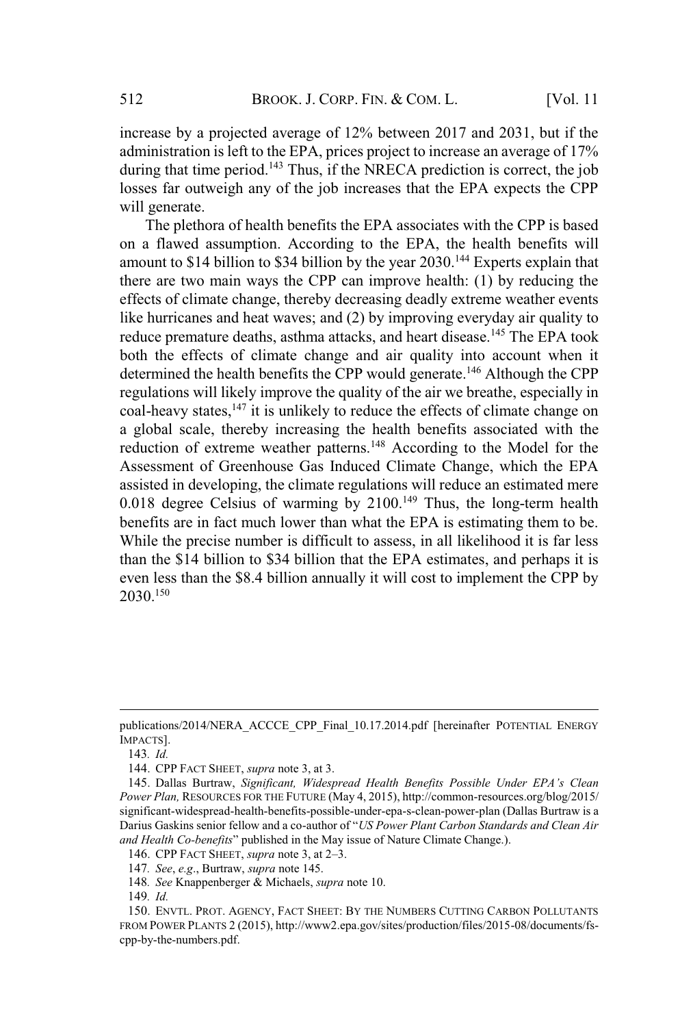increase by a projected average of 12% between 2017 and 2031, but if the administration is left to the EPA, prices project to increase an average of 17% during that time period.[143] Thus, if the NRECA prediction is correct, the job losses far outweigh any of the job increases that the EPA expects the CPP will generate.

The plethora of health benefits the EPA associates with the CPP is based on a flawed assumption. According to the EPA, the health benefits will amount to $14 billion to $34 billion by the year 2030.[144] Experts explain that there are two main ways the CPP can improve health: (1) by reducing the effects of climate change, thereby decreasing deadly extreme weather events like hurricanes and heat waves; and (2) by improving everyday air quality to reduce premature deaths, asthma attacks, and heart disease.[145] The EPA took both the effects of climate change and air quality into account when it determined the health benefits the CPP would generate.[146] Although the CPP regulations will likely improve the quality of the air we breathe, especially in coal-heavy states,[147] it is unlikely to reduce the effects of climate change on a global scale, thereby increasing the health benefits associated with the reduction of extreme weather patterns.[148] According to the Model for the Assessment of Greenhouse Gas Induced Climate Change, which the EPA assisted in developing, the climate regulations will reduce an estimated mere 0.018 degree Celsius of warming by 2100.[149] Thus, the long-term health benefits are in fact much lower than what the EPA is estimating them to be. While the precise number is difficult to assess, in all likelihood it is far less than the $14 billion to $34 billion that the EPA estimates, and perhaps it is even less than the $8.4 billion annually it will cost to implement the CPP by 2030.[150]

---

publications/2014/NERA_ACCCE_CPP_Final_10.17.2014.pdf [hereinafter POTENTIAL ENERGY IMPACTS].

143. *Id.*

144. CPP FACT SHEET, *supra* note 3, at 3.

145. Dallas Burtraw, *Significant, Widespread Health Benefits Possible Under EPA's Clean Power Plan,* RESOURCES FOR THE FUTURE (May 4, 2015), http://common-resources.org/blog/2015/significant-widespread-health-benefits-possible-under-epa-s-clean-power-plan (Dallas Burtraw is a Darius Gaskins senior fellow and a co-author of "*US Power Plant Carbon Standards and Clean Air and Health Co-benefits*" published in the May issue of Nature Climate Change.).

146. CPP FACT SHEET, *supra* note 3, at 2–3.

147. *See*, *e.g*., Burtraw, *supra* note 145.

148. *See* Knappenberger & Michaels, *supra* note 10.

149. *Id.*

150. ENVTL. PROT. AGENCY, FACT SHEET: BY THE NUMBERS CUTTING CARBON POLLUTANTS FROM POWER PLANTS 2 (2015), http://www2.epa.gov/sites/production/files/2015-08/documents/fs-cpp-by-the-numbers.pdf.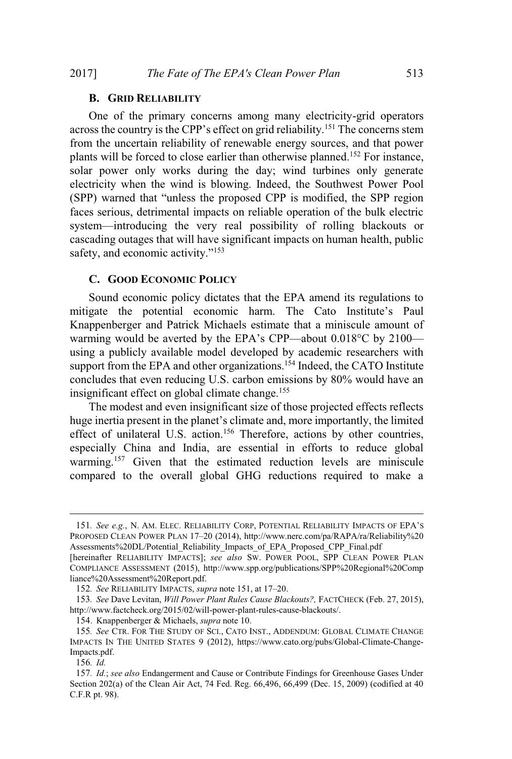### B. GRID RELIABILITY

One of the primary concerns among many electricity-grid operators across the country is the CPP's effect on grid reliability.[151] The concerns stem from the uncertain reliability of renewable energy sources, and that power plants will be forced to close earlier than otherwise planned.[152] For instance, solar power only works during the day; wind turbines only generate electricity when the wind is blowing. Indeed, the Southwest Power Pool (SPP) warned that "unless the proposed CPP is modified, the SPP region faces serious, detrimental impacts on reliable operation of the bulk electric system—introducing the very real possibility of rolling blackouts or cascading outages that will have significant impacts on human health, public safety, and economic activity."[153]

### C. GOOD ECONOMIC POLICY

Sound economic policy dictates that the EPA amend its regulations to mitigate the potential economic harm. The Cato Institute's Paul Knappenberger and Patrick Michaels estimate that a miniscule amount of warming would be averted by the EPA's CPP—about 0.018°C by 2100—using a publicly available model developed by academic researchers with support from the EPA and other organizations.[154] Indeed, the CATO Institute concludes that even reducing U.S. carbon emissions by 80% would have an insignificant effect on global climate change.[155]

The modest and even insignificant size of those projected effects reflects huge inertia present in the planet's climate and, more importantly, the limited effect of unilateral U.S. action.[156] Therefore, actions by other countries, especially China and India, are essential in efforts to reduce global warming.[157] Given that the estimated reduction levels are miniscule compared to the overall global GHG reductions required to make a

---

151. *See e.g.*, N. AM. ELEC. RELIABILITY CORP, POTENTIAL RELIABILITY IMPACTS OF EPA'S PROPOSED CLEAN POWER PLAN 17–20 (2014), http://www.nerc.com/pa/RAPA/ra/Reliability%20Assessments%20DL/Potential_Reliability_Impacts_of_EPA_Proposed_CPP_Final.pdf [hereinafter RELIABILITY IMPACTS]; *see also* SW. POWER POOL, SPP CLEAN POWER PLAN COMPLIANCE ASSESSMENT (2015), http://www.spp.org/publications/SPP%20Regional%20Compliance%20Assessment%20Report.pdf.

152. *See* RELIABILITY IMPACTS, *supra* note 151, at 17–20.

153. *See* Dave Levitan, *Will Power Plant Rules Cause Blackouts?,* FACTCHECK (Feb. 27, 2015), http://www.factcheck.org/2015/02/will-power-plant-rules-cause-blackouts/.

154. Knappenberger & Michaels, *supra* note 10.

155. *See* CTR. FOR THE STUDY OF SCI., CATO INST., ADDENDUM: GLOBAL CLIMATE CHANGE IMPACTS IN THE UNITED STATES 9 (2012), https://www.cato.org/pubs/Global-Climate-Change-Impacts.pdf.

156. *Id.*

157. *Id.*; *see also* Endangerment and Cause or Contribute Findings for Greenhouse Gases Under Section 202(a) of the Clean Air Act, 74 Fed. Reg. 66,496, 66,499 (Dec. 15, 2009) (codified at 40 C.F.R pt. 98).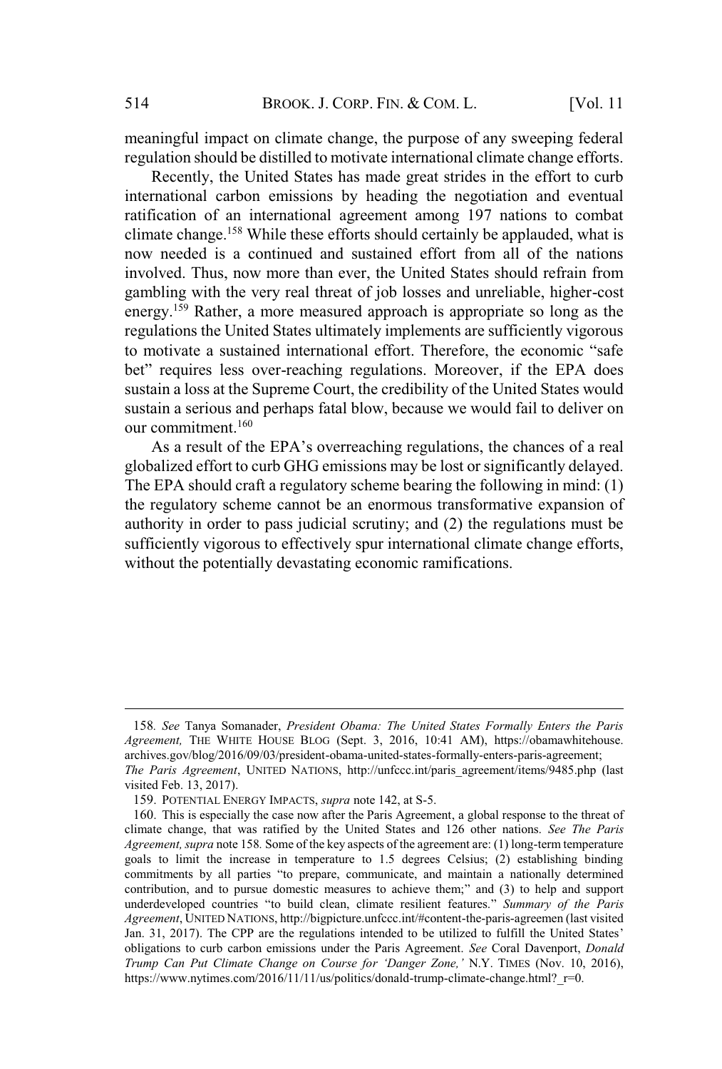meaningful impact on climate change, the purpose of any sweeping federal regulation should be distilled to motivate international climate change efforts.

Recently, the United States has made great strides in the effort to curb international carbon emissions by heading the negotiation and eventual ratification of an international agreement among 197 nations to combat climate change.[158] While these efforts should certainly be applauded, what is now needed is a continued and sustained effort from all of the nations involved. Thus, now more than ever, the United States should refrain from gambling with the very real threat of job losses and unreliable, higher-cost energy.[159] Rather, a more measured approach is appropriate so long as the regulations the United States ultimately implements are sufficiently vigorous to motivate a sustained international effort. Therefore, the economic "safe bet" requires less over-reaching regulations. Moreover, if the EPA does sustain a loss at the Supreme Court, the credibility of the United States would sustain a serious and perhaps fatal blow, because we would fail to deliver on our commitment.[160]

As a result of the EPA's overreaching regulations, the chances of a real globalized effort to curb GHG emissions may be lost or significantly delayed. The EPA should craft a regulatory scheme bearing the following in mind: (1) the regulatory scheme cannot be an enormous transformative expansion of authority in order to pass judicial scrutiny; and (2) the regulations must be sufficiently vigorous to effectively spur international climate change efforts, without the potentially devastating economic ramifications.

---

158. *See* Tanya Somanader, *President Obama: The United States Formally Enters the Paris Agreement,* THE WHITE HOUSE BLOG (Sept. 3, 2016, 10:41 AM), https://obamawhitehouse.archives.gov/blog/2016/09/03/president-obama-united-states-formally-enters-paris-agreement; *The Paris Agreement*, UNITED NATIONS, http://unfccc.int/paris_agreement/items/9485.php (last visited Feb. 13, 2017).

159. POTENTIAL ENERGY IMPACTS, *supra* note 142, at S-5.

160. This is especially the case now after the Paris Agreement, a global response to the threat of climate change, that was ratified by the United States and 126 other nations. *See The Paris Agreement, supra* note 158. Some of the key aspects of the agreement are: (1) long-term temperature goals to limit the increase in temperature to 1.5 degrees Celsius; (2) establishing binding commitments by all parties "to prepare, communicate, and maintain a nationally determined contribution, and to pursue domestic measures to achieve them;" and (3) to help and support underdeveloped countries "to build clean, climate resilient features." *Summary of the Paris Agreement*, UNITED NATIONS, http://bigpicture.unfccc.int/#content-the-paris-agreemen (last visited Jan. 31, 2017). The CPP are the regulations intended to be utilized to fulfill the United States' obligations to curb carbon emissions under the Paris Agreement. *See* Coral Davenport, *Donald Trump Can Put Climate Change on Course for 'Danger Zone,'* N.Y. TIMES (Nov. 10, 2016), https://www.nytimes.com/2016/11/11/us/politics/donald-trump-climate-change.html?_r=0.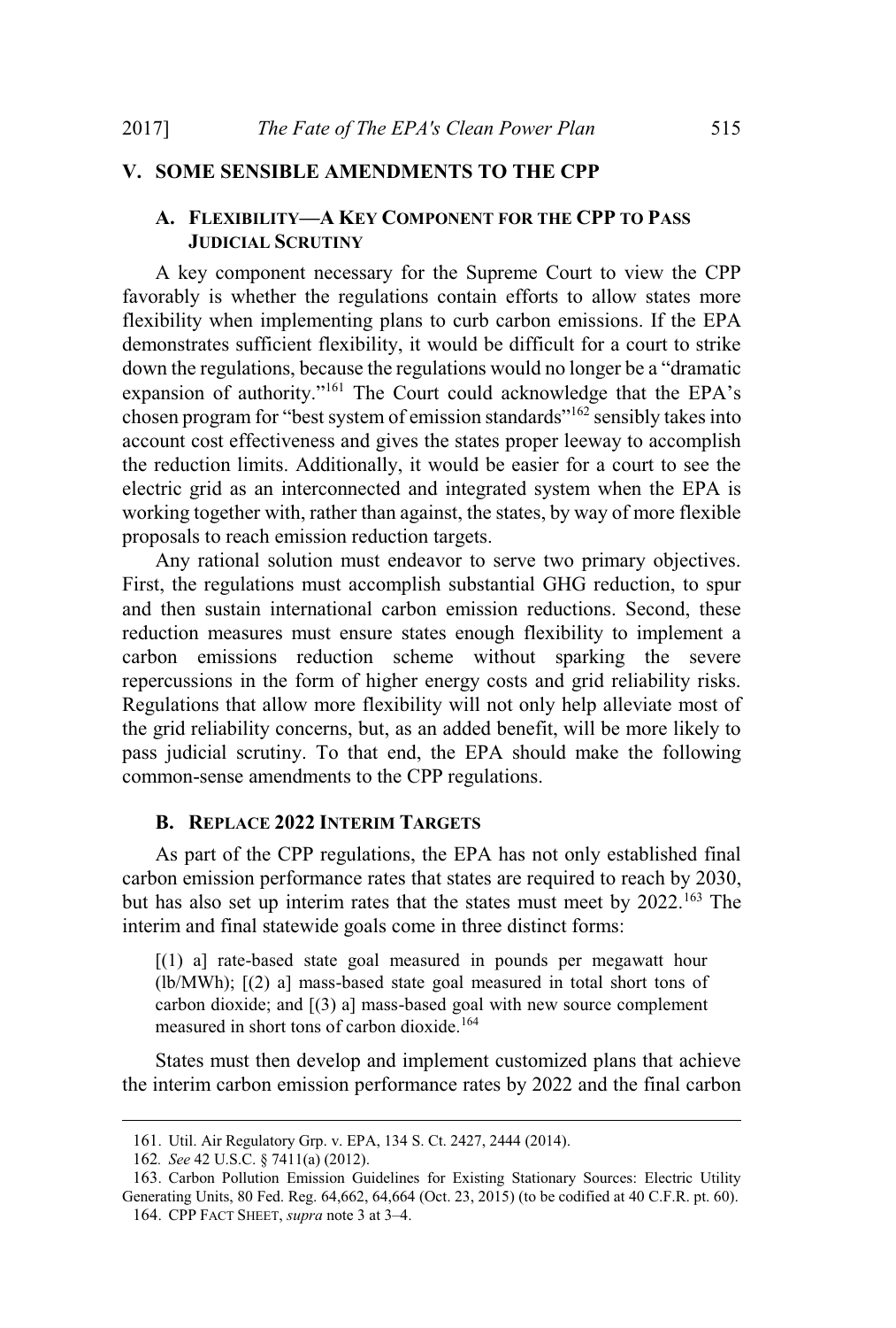## V. SOME SENSIBLE AMENDMENTS TO THE CPP

### A. FLEXIBILITY—A KEY COMPONENT FOR THE CPP TO PASS JUDICIAL SCRUTINY

A key component necessary for the Supreme Court to view the CPP favorably is whether the regulations contain efforts to allow states more flexibility when implementing plans to curb carbon emissions. If the EPA demonstrates sufficient flexibility, it would be difficult for a court to strike down the regulations, because the regulations would no longer be a "dramatic expansion of authority."[161] The Court could acknowledge that the EPA's chosen program for "best system of emission standards"[162] sensibly takes into account cost effectiveness and gives the states proper leeway to accomplish the reduction limits. Additionally, it would be easier for a court to see the electric grid as an interconnected and integrated system when the EPA is working together with, rather than against, the states, by way of more flexible proposals to reach emission reduction targets.

Any rational solution must endeavor to serve two primary objectives. First, the regulations must accomplish substantial GHG reduction, to spur and then sustain international carbon emission reductions. Second, these reduction measures must ensure states enough flexibility to implement a carbon emissions reduction scheme without sparking the severe repercussions in the form of higher energy costs and grid reliability risks. Regulations that allow more flexibility will not only help alleviate most of the grid reliability concerns, but, as an added benefit, will be more likely to pass judicial scrutiny. To that end, the EPA should make the following common-sense amendments to the CPP regulations.

### B. REPLACE 2022 INTERIM TARGETS

As part of the CPP regulations, the EPA has not only established final carbon emission performance rates that states are required to reach by 2030, but has also set up interim rates that the states must meet by 2022.[163] The interim and final statewide goals come in three distinct forms:

> [(1) a] rate-based state goal measured in pounds per megawatt hour (lb/MWh); [(2) a] mass-based state goal measured in total short tons of carbon dioxide; and [(3) a] mass-based goal with new source complement measured in short tons of carbon dioxide.[164]

States must then develop and implement customized plans that achieve the interim carbon emission performance rates by 2022 and the final carbon

---

161. Util. Air Regulatory Grp. v. EPA, 134 S. Ct. 2427, 2444 (2014).

162. *See* 42 U.S.C. § 7411(a) (2012).

163. Carbon Pollution Emission Guidelines for Existing Stationary Sources: Electric Utility Generating Units, 80 Fed. Reg. 64,662, 64,664 (Oct. 23, 2015) (to be codified at 40 C.F.R. pt. 60).

164. CPP FACT SHEET, *supra* note 3 at 3–4.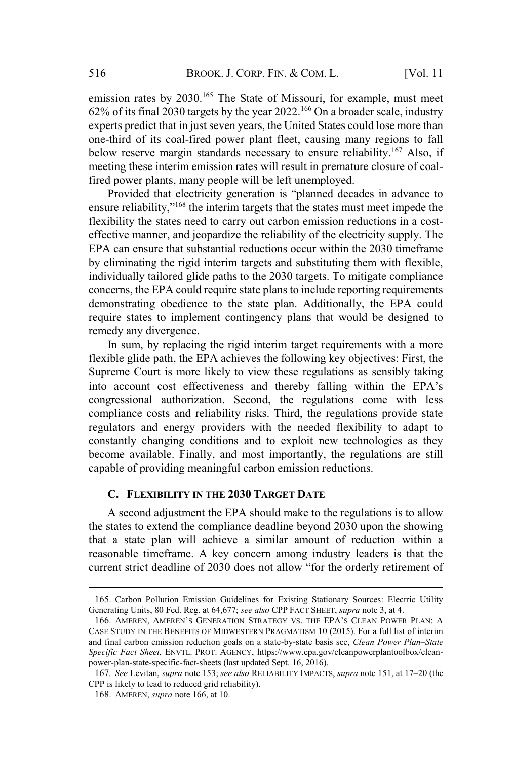emission rates by 2030.[165] The State of Missouri, for example, must meet 62% of its final 2030 targets by the year 2022.[166] On a broader scale, industry experts predict that in just seven years, the United States could lose more than one-third of its coal-fired power plant fleet, causing many regions to fall below reserve margin standards necessary to ensure reliability.[167] Also, if meeting these interim emission rates will result in premature closure of coal-fired power plants, many people will be left unemployed.

Provided that electricity generation is "planned decades in advance to ensure reliability,"[168] the interim targets that the states must meet impede the flexibility the states need to carry out carbon emission reductions in a cost-effective manner, and jeopardize the reliability of the electricity supply. The EPA can ensure that substantial reductions occur within the 2030 timeframe by eliminating the rigid interim targets and substituting them with flexible, individually tailored glide paths to the 2030 targets. To mitigate compliance concerns, the EPA could require state plans to include reporting requirements demonstrating obedience to the state plan. Additionally, the EPA could require states to implement contingency plans that would be designed to remedy any divergence.

In sum, by replacing the rigid interim target requirements with a more flexible glide path, the EPA achieves the following key objectives: First, the Supreme Court is more likely to view these regulations as sensibly taking into account cost effectiveness and thereby falling within the EPA's congressional authorization. Second, the regulations come with less compliance costs and reliability risks. Third, the regulations provide state regulators and energy providers with the needed flexibility to adapt to constantly changing conditions and to exploit new technologies as they become available. Finally, and most importantly, the regulations are still capable of providing meaningful carbon emission reductions.

### C. FLEXIBILITY IN THE 2030 TARGET DATE

A second adjustment the EPA should make to the regulations is to allow the states to extend the compliance deadline beyond 2030 upon the showing that a state plan will achieve a similar amount of reduction within a reasonable timeframe. A key concern among industry leaders is that the current strict deadline of 2030 does not allow "for the orderly retirement of

---

165. Carbon Pollution Emission Guidelines for Existing Stationary Sources: Electric Utility Generating Units, 80 Fed. Reg. at 64,677; *see also* CPP FACT SHEET, *supra* note 3, at 4.

166. AMEREN, AMEREN'S GENERATION STRATEGY VS. THE EPA'S CLEAN POWER PLAN: A CASE STUDY IN THE BENEFITS OF MIDWESTERN PRAGMATISM 10 (2015). For a full list of interim and final carbon emission reduction goals on a state-by-state basis see, *Clean Power Plan–State Specific Fact Sheet*, ENVTL. PROT. AGENCY, https://www.epa.gov/cleanpowerplantoolbox/clean-power-plan-state-specific-fact-sheets (last updated Sept. 16, 2016).

167. *See* Levitan, *supra* note 153; *see also* RELIABILITY IMPACTS, *supra* note 151, at 17–20 (the CPP is likely to lead to reduced grid reliability).

168. AMEREN, *supra* note 166, at 10.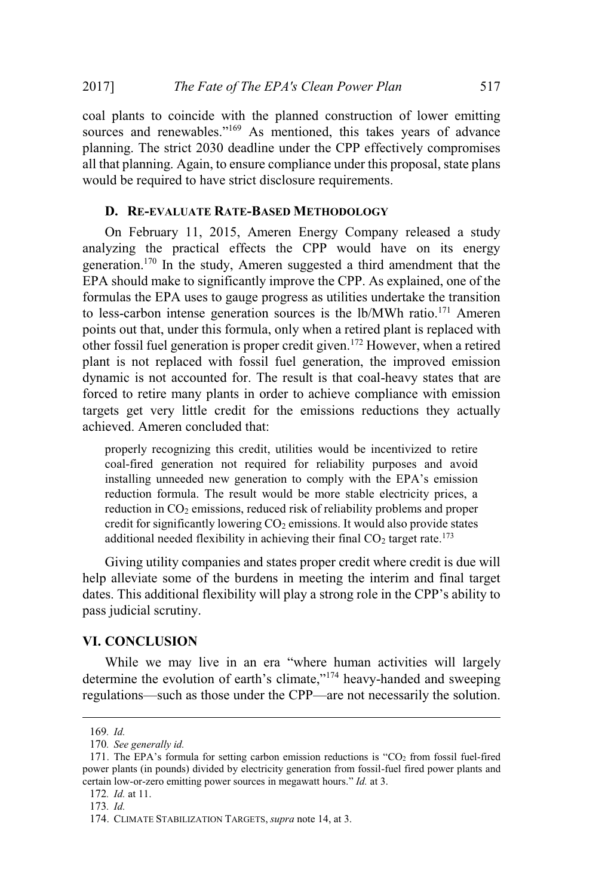coal plants to coincide with the planned construction of lower emitting sources and renewables."[169] As mentioned, this takes years of advance planning. The strict 2030 deadline under the CPP effectively compromises all that planning. Again, to ensure compliance under this proposal, state plans would be required to have strict disclosure requirements.

### D. Re-evaluate Rate-Based Methodology

On February 11, 2015, Ameren Energy Company released a study analyzing the practical effects the CPP would have on its energy generation.[170] In the study, Ameren suggested a third amendment that the EPA should make to significantly improve the CPP. As explained, one of the formulas the EPA uses to gauge progress as utilities undertake the transition to less-carbon intense generation sources is the lb/MWh ratio.[171] Ameren points out that, under this formula, only when a retired plant is replaced with other fossil fuel generation is proper credit given.[172] However, when a retired plant is not replaced with fossil fuel generation, the improved emission dynamic is not accounted for. The result is that coal-heavy states that are forced to retire many plants in order to achieve compliance with emission targets get very little credit for the emissions reductions they actually achieved. Ameren concluded that:

> properly recognizing this credit, utilities would be incentivized to retire coal-fired generation not required for reliability purposes and avoid installing unneeded new generation to comply with the EPA's emission reduction formula. The result would be more stable electricity prices, a reduction in $CO_2$ emissions, reduced risk of reliability problems and proper credit for significantly lowering $CO_2$ emissions. It would also provide states additional needed flexibility in achieving their final $CO_2$ target rate.[173]

Giving utility companies and states proper credit where credit is due will help alleviate some of the burdens in meeting the interim and final target dates. This additional flexibility will play a strong role in the CPP's ability to pass judicial scrutiny.

## VI. CONCLUSION

While we may live in an era "where human activities will largely determine the evolution of earth's climate,"[174] heavy-handed and sweeping regulations—such as those under the CPP—are not necessarily the solution.

---

169. *Id.*

170. *See generally id.*

171. The EPA's formula for setting carbon emission reductions is "$CO_2$ from fossil fuel-fired power plants (in pounds) divided by electricity generation from fossil-fuel fired power plants and certain low-or-zero emitting power sources in megawatt hours." *Id.* at 3.

172. *Id.* at 11.

173. *Id.*

174. CLIMATE STABILIZATION TARGETS, *supra* note 14, at 3.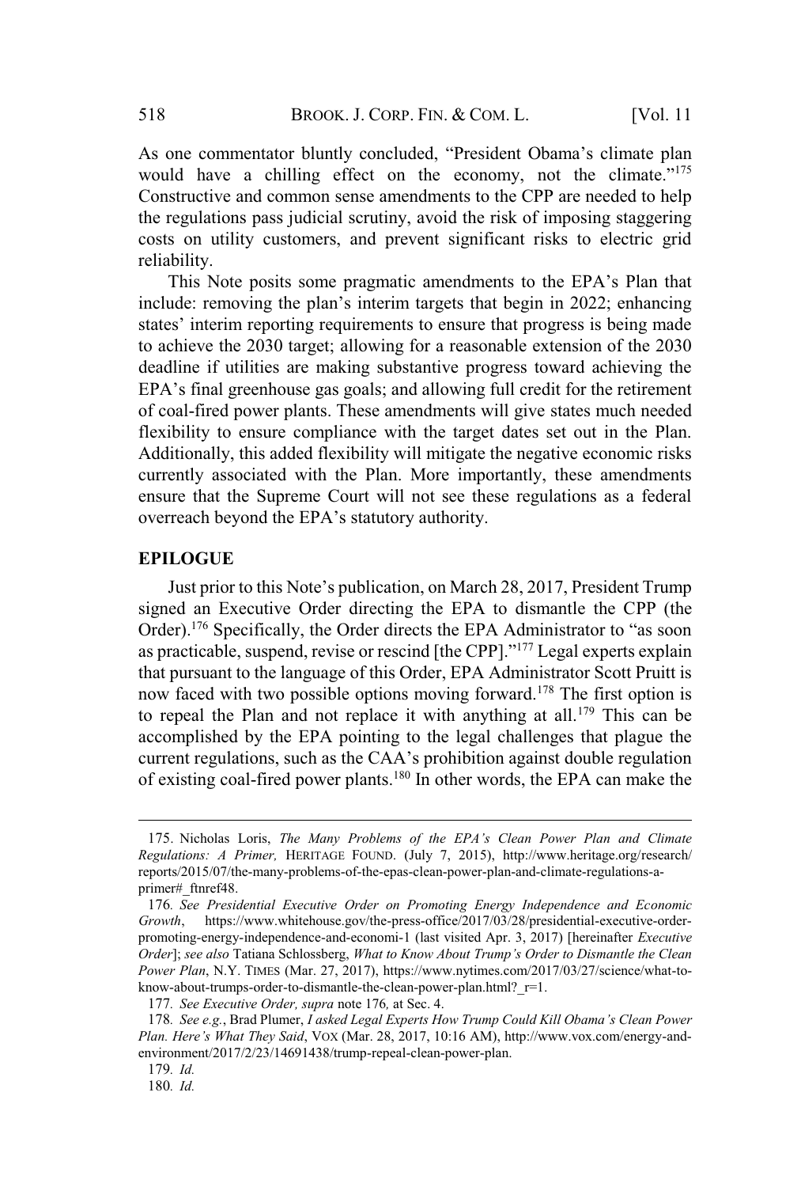As one commentator bluntly concluded, "President Obama's climate plan would have a chilling effect on the economy, not the climate."[175] Constructive and common sense amendments to the CPP are needed to help the regulations pass judicial scrutiny, avoid the risk of imposing staggering costs on utility customers, and prevent significant risks to electric grid reliability.

This Note posits some pragmatic amendments to the EPA's Plan that include: removing the plan's interim targets that begin in 2022; enhancing states' interim reporting requirements to ensure that progress is being made to achieve the 2030 target; allowing for a reasonable extension of the 2030 deadline if utilities are making substantive progress toward achieving the EPA's final greenhouse gas goals; and allowing full credit for the retirement of coal-fired power plants. These amendments will give states much needed flexibility to ensure compliance with the target dates set out in the Plan. Additionally, this added flexibility will mitigate the negative economic risks currently associated with the Plan. More importantly, these amendments ensure that the Supreme Court will not see these regulations as a federal overreach beyond the EPA's statutory authority.

## EPILOGUE

Just prior to this Note's publication, on March 28, 2017, President Trump signed an Executive Order directing the EPA to dismantle the CPP (the Order).[176] Specifically, the Order directs the EPA Administrator to "as soon as practicable, suspend, revise or rescind [the CPP]."[177] Legal experts explain that pursuant to the language of this Order, EPA Administrator Scott Pruitt is now faced with two possible options moving forward.[178] The first option is to repeal the Plan and not replace it with anything at all.[179] This can be accomplished by the EPA pointing to the legal challenges that plague the current regulations, such as the CAA's prohibition against double regulation of existing coal-fired power plants.[180] In other words, the EPA can make the

---

175. Nicholas Loris, *The Many Problems of the EPA's Clean Power Plan and Climate Regulations: A Primer,* HERITAGE FOUND. (July 7, 2015), http://www.heritage.org/research/reports/2015/07/the-many-problems-of-the-epas-clean-power-plan-and-climate-regulations-a-primer#_ftnref48.

176. *See Presidential Executive Order on Promoting Energy Independence and Economic Growth*, https://www.whitehouse.gov/the-press-office/2017/03/28/presidential-executive-order-promoting-energy-independence-and-economi-1 (last visited Apr. 3, 2017) [hereinafter *Executive Order*]; *see also* Tatiana Schlossberg, *What to Know About Trump's Order to Dismantle the Clean Power Plan*, N.Y. TIMES (Mar. 27, 2017), https://www.nytimes.com/2017/03/27/science/what-to-know-about-trumps-order-to-dismantle-the-clean-power-plan.html?_r=1.

177. *See Executive Order, supra* note 176*,* at Sec. 4.

178. *See e.g.*, Brad Plumer, *I asked Legal Experts How Trump Could Kill Obama's Clean Power Plan. Here's What They Said*, VOX (Mar. 28, 2017, 10:16 AM), http://www.vox.com/energy-and-environment/2017/2/23/14691438/trump-repeal-clean-power-plan.

179. *Id.*

180. *Id.*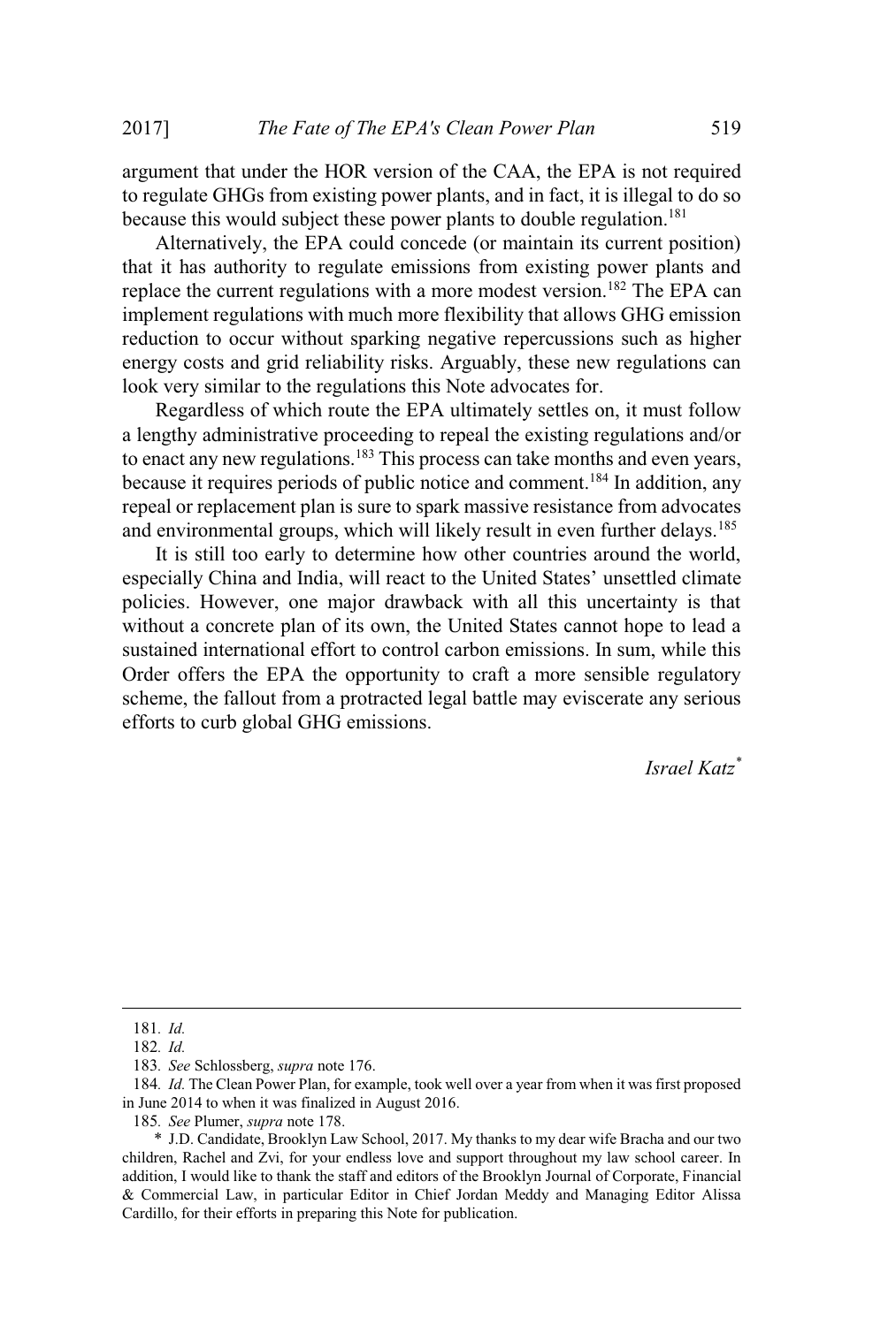argument that under the HOR version of the CAA, the EPA is not required to regulate GHGs from existing power plants, and in fact, it is illegal to do so because this would subject these power plants to double regulation.[181]

Alternatively, the EPA could concede (or maintain its current position) that it has authority to regulate emissions from existing power plants and replace the current regulations with a more modest version.[182] The EPA can implement regulations with much more flexibility that allows GHG emission reduction to occur without sparking negative repercussions such as higher energy costs and grid reliability risks. Arguably, these new regulations can look very similar to the regulations this Note advocates for.

Regardless of which route the EPA ultimately settles on, it must follow a lengthy administrative proceeding to repeal the existing regulations and/or to enact any new regulations.[183] This process can take months and even years, because it requires periods of public notice and comment.[184] In addition, any repeal or replacement plan is sure to spark massive resistance from advocates and environmental groups, which will likely result in even further delays.[185]

It is still too early to determine how other countries around the world, especially China and India, will react to the United States' unsettled climate policies. However, one major drawback with all this uncertainty is that without a concrete plan of its own, the United States cannot hope to lead a sustained international effort to control carbon emissions. In sum, while this Order offers the EPA the opportunity to craft a more sensible regulatory scheme, the fallout from a protracted legal battle may eviscerate any serious efforts to curb global GHG emissions.

*Israel Katz*[*]

---

181. *Id.*

182. *Id.*

183. *See* Schlossberg, *supra* note 176.

184. *Id.* The Clean Power Plan, for example, took well over a year from when it was first proposed in June 2014 to when it was finalized in August 2016.

185. *See* Plumer, *supra* note 178.

\* J.D. Candidate, Brooklyn Law School, 2017. My thanks to my dear wife Bracha and our two children, Rachel and Zvi, for your endless love and support throughout my law school career. In addition, I would like to thank the staff and editors of the Brooklyn Journal of Corporate, Financial & Commercial Law, in particular Editor in Chief Jordan Meddy and Managing Editor Alissa Cardillo, for their efforts in preparing this Note for publication.